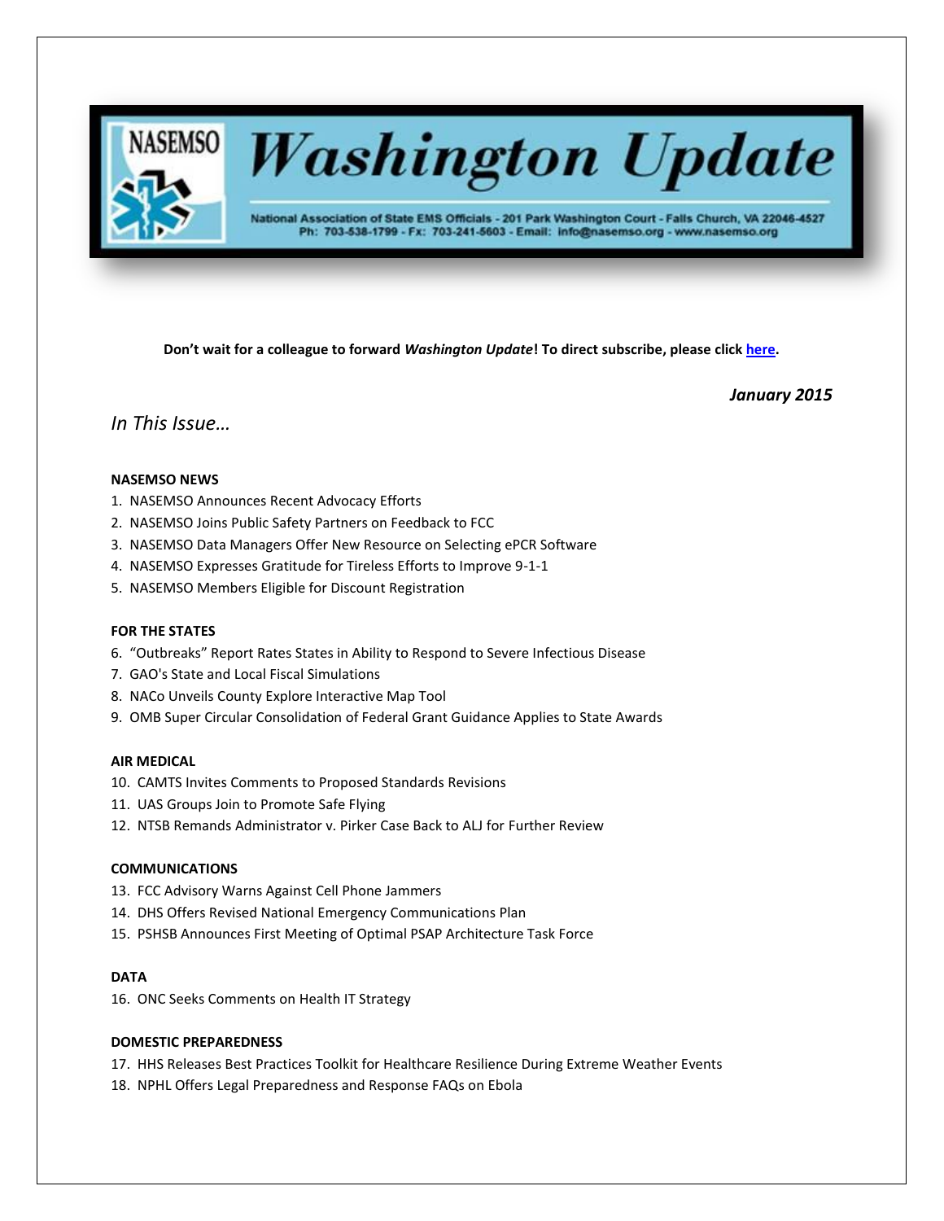# Washington Update

National Association of State EMS Officials - 201 Park Washington Court - Falls Church, VA 22046-4527
Ph: 703-538-1799 - Fx: 703-241-5603 - Email: info@nasemso.org - www.nasemso.org

**Don't wait for a colleague to forward *Washington Update*! To direct subscribe, please click here.**

***January 2015***

## *In This Issue…*

**NASEMSO NEWS**

1. NASEMSO Announces Recent Advocacy Efforts
2. NASEMSO Joins Public Safety Partners on Feedback to FCC
3. NASEMSO Data Managers Offer New Resource on Selecting ePCR Software
4. NASEMSO Expresses Gratitude for Tireless Efforts to Improve 9-1-1
5. NASEMSO Members Eligible for Discount Registration

**FOR THE STATES**

6. "Outbreaks" Report Rates States in Ability to Respond to Severe Infectious Disease
7. GAO's State and Local Fiscal Simulations
8. NACo Unveils County Explore Interactive Map Tool
9. OMB Super Circular Consolidation of Federal Grant Guidance Applies to State Awards

**AIR MEDICAL**

10. CAMTS Invites Comments to Proposed Standards Revisions
11. UAS Groups Join to Promote Safe Flying
12. NTSB Remands Administrator v. Pirker Case Back to ALJ for Further Review

**COMMUNICATIONS**

13. FCC Advisory Warns Against Cell Phone Jammers
14. DHS Offers Revised National Emergency Communications Plan
15. PSHSB Announces First Meeting of Optimal PSAP Architecture Task Force

**DATA**

16. ONC Seeks Comments on Health IT Strategy

**DOMESTIC PREPAREDNESS**

17. HHS Releases Best Practices Toolkit for Healthcare Resilience During Extreme Weather Events
18. NPHL Offers Legal Preparedness and Response FAQs on Ebola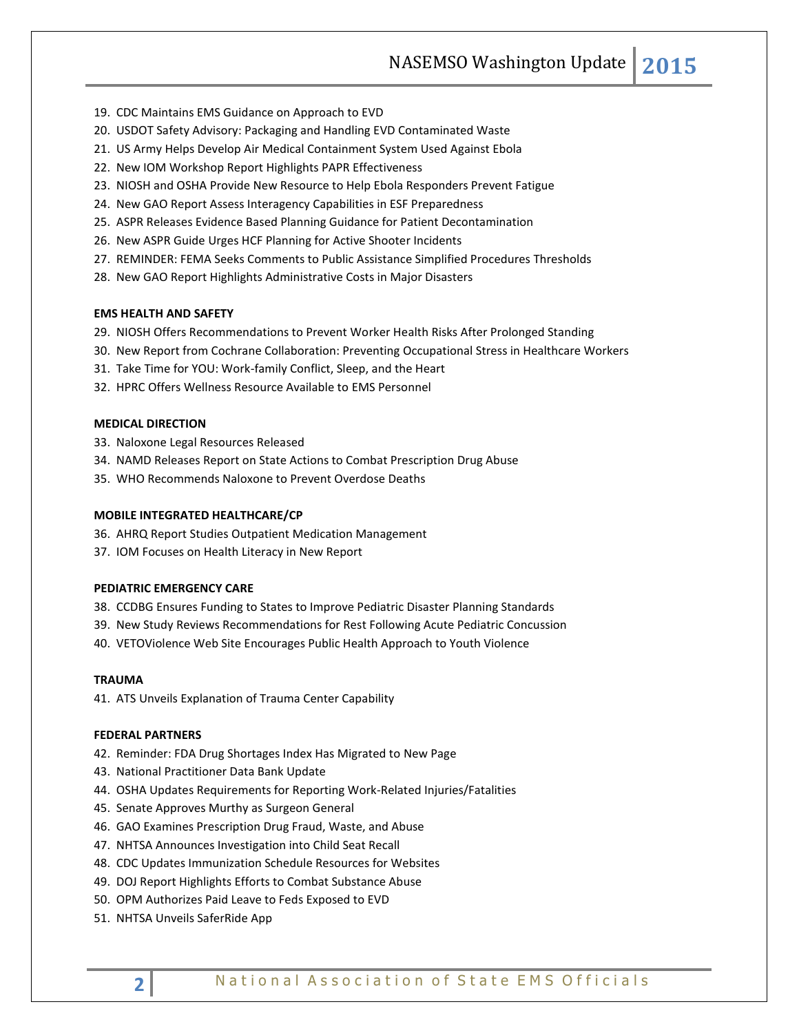19. CDC Maintains EMS Guidance on Approach to EVD
20. USDOT Safety Advisory: Packaging and Handling EVD Contaminated Waste
21. US Army Helps Develop Air Medical Containment System Used Against Ebola
22. New IOM Workshop Report Highlights PAPR Effectiveness
23. NIOSH and OSHA Provide New Resource to Help Ebola Responders Prevent Fatigue
24. New GAO Report Assess Interagency Capabilities in ESF Preparedness
25. ASPR Releases Evidence Based Planning Guidance for Patient Decontamination
26. New ASPR Guide Urges HCF Planning for Active Shooter Incidents
27. REMINDER: FEMA Seeks Comments to Public Assistance Simplified Procedures Thresholds
28. New GAO Report Highlights Administrative Costs in Major Disasters

**EMS HEALTH AND SAFETY**

29. NIOSH Offers Recommendations to Prevent Worker Health Risks After Prolonged Standing
30. New Report from Cochrane Collaboration: Preventing Occupational Stress in Healthcare Workers
31. Take Time for YOU: Work-family Conflict, Sleep, and the Heart
32. HPRC Offers Wellness Resource Available to EMS Personnel

**MEDICAL DIRECTION**

33. Naloxone Legal Resources Released
34. NAMD Releases Report on State Actions to Combat Prescription Drug Abuse
35. WHO Recommends Naloxone to Prevent Overdose Deaths

**MOBILE INTEGRATED HEALTHCARE/CP**

36. AHRQ Report Studies Outpatient Medication Management
37. IOM Focuses on Health Literacy in New Report

**PEDIATRIC EMERGENCY CARE**

38. CCDBG Ensures Funding to States to Improve Pediatric Disaster Planning Standards
39. New Study Reviews Recommendations for Rest Following Acute Pediatric Concussion
40. VETOViolence Web Site Encourages Public Health Approach to Youth Violence

**TRAUMA**

41. ATS Unveils Explanation of Trauma Center Capability

**FEDERAL PARTNERS**

42. Reminder: FDA Drug Shortages Index Has Migrated to New Page
43. National Practitioner Data Bank Update
44. OSHA Updates Requirements for Reporting Work-Related Injuries/Fatalities
45. Senate Approves Murthy as Surgeon General
46. GAO Examines Prescription Drug Fraud, Waste, and Abuse
47. NHTSA Announces Investigation into Child Seat Recall
48. CDC Updates Immunization Schedule Resources for Websites
49. DOJ Report Highlights Efforts to Combat Substance Abuse
50. OPM Authorizes Paid Leave to Feds Exposed to EVD
51. NHTSA Unveils SaferRide App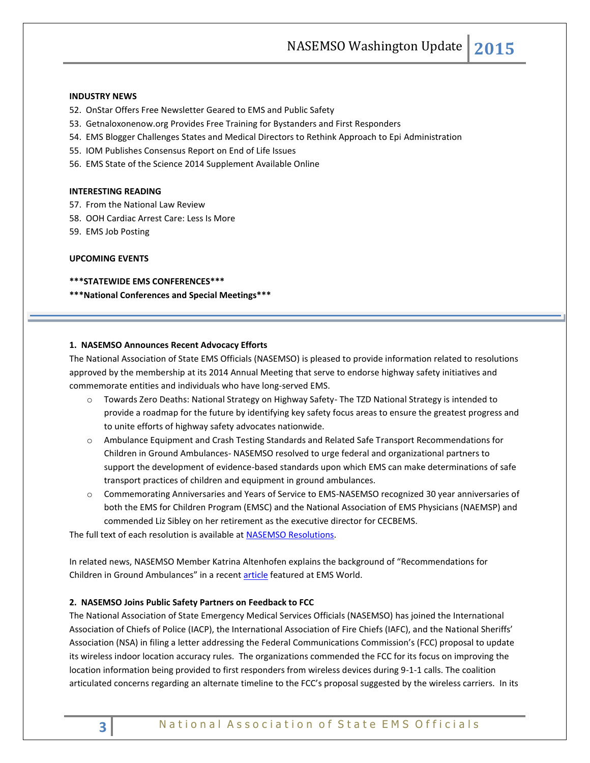**INDUSTRY NEWS**

52. OnStar Offers Free Newsletter Geared to EMS and Public Safety
53. Getnaloxonenow.org Provides Free Training for Bystanders and First Responders
54. EMS Blogger Challenges States and Medical Directors to Rethink Approach to Epi Administration
55. IOM Publishes Consensus Report on End of Life Issues
56. EMS State of the Science 2014 Supplement Available Online

**INTERESTING READING**

57. From the National Law Review
58. OOH Cardiac Arrest Care: Less Is More
59. EMS Job Posting

**UPCOMING EVENTS**

**\*\*\*STATEWIDE EMS CONFERENCES\*\*\***

**\*\*\*National Conferences and Special Meetings\*\*\***

---

**1. NASEMSO Announces Recent Advocacy Efforts**

The National Association of State EMS Officials (NASEMSO) is pleased to provide information related to resolutions approved by the membership at its 2014 Annual Meeting that serve to endorse highway safety initiatives and commemorate entities and individuals who have long-served EMS.

- Towards Zero Deaths: National Strategy on Highway Safety- The TZD National Strategy is intended to provide a roadmap for the future by identifying key safety focus areas to ensure the greatest progress and to unite efforts of highway safety advocates nationwide.
- Ambulance Equipment and Crash Testing Standards and Related Safe Transport Recommendations for Children in Ground Ambulances- NASEMSO resolved to urge federal and organizational partners to support the development of evidence-based standards upon which EMS can make determinations of safe transport practices of children and equipment in ground ambulances.
- Commemorating Anniversaries and Years of Service to EMS-NASEMSO recognized 30 year anniversaries of both the EMS for Children Program (EMSC) and the National Association of EMS Physicians (NAEMSP) and commended Liz Sibley on her retirement as the executive director for CECBEMS.

The full text of each resolution is available at NASEMSO Resolutions.

In related news, NASEMSO Member Katrina Altenhofen explains the background of "Recommendations for Children in Ground Ambulances" in a recent article featured at EMS World.

**2. NASEMSO Joins Public Safety Partners on Feedback to FCC**

The National Association of State Emergency Medical Services Officials (NASEMSO) has joined the International Association of Chiefs of Police (IACP), the International Association of Fire Chiefs (IAFC), and the National Sheriffs' Association (NSA) in filing a letter addressing the Federal Communications Commission's (FCC) proposal to update its wireless indoor location accuracy rules. The organizations commended the FCC for its focus on improving the location information being provided to first responders from wireless devices during 9-1-1 calls. The coalition articulated concerns regarding an alternate timeline to the FCC's proposal suggested by the wireless carriers. In its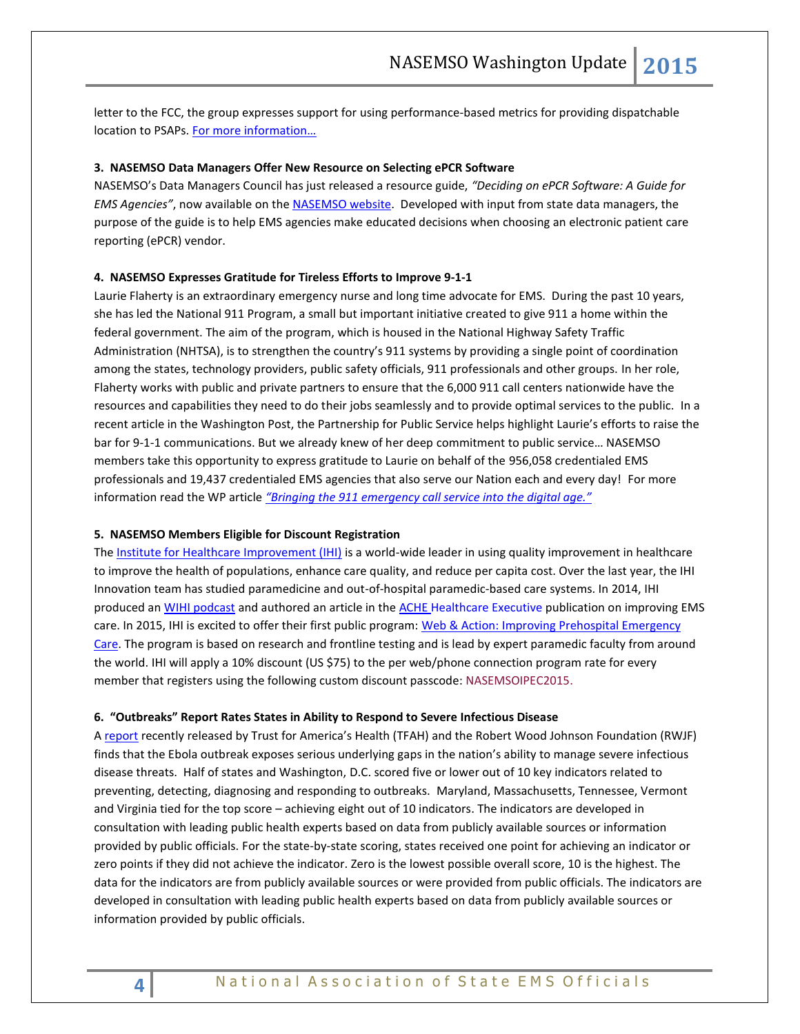letter to the FCC, the group expresses support for using performance-based metrics for providing dispatchable location to PSAPs. For more information…

**3. NASEMSO Data Managers Offer New Resource on Selecting ePCR Software**

NASEMSO's Data Managers Council has just released a resource guide, *"Deciding on ePCR Software: A Guide for EMS Agencies"*, now available on the NASEMSO website. Developed with input from state data managers, the purpose of the guide is to help EMS agencies make educated decisions when choosing an electronic patient care reporting (ePCR) vendor.

**4. NASEMSO Expresses Gratitude for Tireless Efforts to Improve 9-1-1**

Laurie Flaherty is an extraordinary emergency nurse and long time advocate for EMS. During the past 10 years, she has led the National 911 Program, a small but important initiative created to give 911 a home within the federal government. The aim of the program, which is housed in the National Highway Safety Traffic Administration (NHTSA), is to strengthen the country's 911 systems by providing a single point of coordination among the states, technology providers, public safety officials, 911 professionals and other groups. In her role, Flaherty works with public and private partners to ensure that the 6,000 911 call centers nationwide have the resources and capabilities they need to do their jobs seamlessly and to provide optimal services to the public. In a recent article in the Washington Post, the Partnership for Public Service helps highlight Laurie's efforts to raise the bar for 9-1-1 communications. But we already knew of her deep commitment to public service… NASEMSO members take this opportunity to express gratitude to Laurie on behalf of the 956,058 credentialed EMS professionals and 19,437 credentialed EMS agencies that also serve our Nation each and every day! For more information read the WP article *"Bringing the 911 emergency call service into the digital age."*

**5. NASEMSO Members Eligible for Discount Registration**

The Institute for Healthcare Improvement (IHI) is a world-wide leader in using quality improvement in healthcare to improve the health of populations, enhance care quality, and reduce per capita cost. Over the last year, the IHI Innovation team has studied paramedicine and out-of-hospital paramedic-based care systems. In 2014, IHI produced an WIHI podcast and authored an article in the ACHE Healthcare Executive publication on improving EMS care. In 2015, IHI is excited to offer their first public program: Web & Action: Improving Prehospital Emergency Care. The program is based on research and frontline testing and is lead by expert paramedic faculty from around the world. IHI will apply a 10% discount (US $75) to the per web/phone connection program rate for every member that registers using the following custom discount passcode: NASEMSOIPEC2015.

**6. "Outbreaks" Report Rates States in Ability to Respond to Severe Infectious Disease**

A report recently released by Trust for America's Health (TFAH) and the Robert Wood Johnson Foundation (RWJF) finds that the Ebola outbreak exposes serious underlying gaps in the nation's ability to manage severe infectious disease threats. Half of states and Washington, D.C. scored five or lower out of 10 key indicators related to preventing, detecting, diagnosing and responding to outbreaks. Maryland, Massachusetts, Tennessee, Vermont and Virginia tied for the top score – achieving eight out of 10 indicators. The indicators are developed in consultation with leading public health experts based on data from publicly available sources or information provided by public officials. For the state-by-state scoring, states received one point for achieving an indicator or zero points if they did not achieve the indicator. Zero is the lowest possible overall score, 10 is the highest. The data for the indicators are from publicly available sources or were provided from public officials. The indicators are developed in consultation with leading public health experts based on data from publicly available sources or information provided by public officials.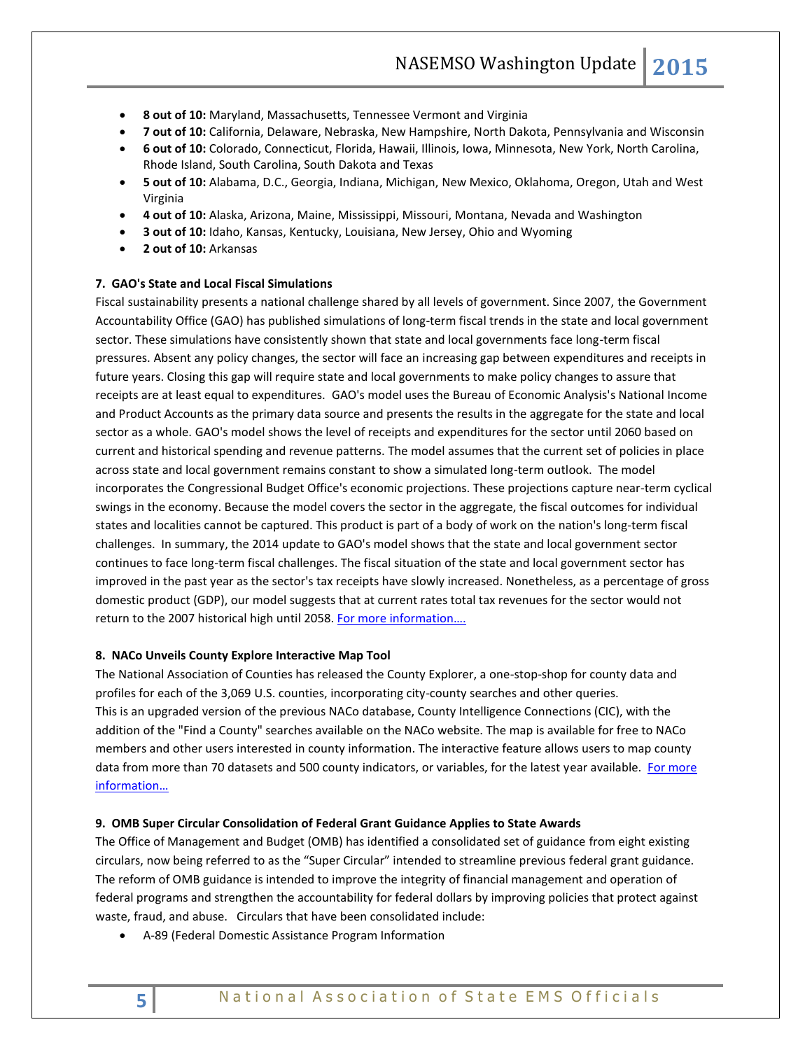- **8 out of 10:** Maryland, Massachusetts, Tennessee Vermont and Virginia
- **7 out of 10:** California, Delaware, Nebraska, New Hampshire, North Dakota, Pennsylvania and Wisconsin
- **6 out of 10:** Colorado, Connecticut, Florida, Hawaii, Illinois, Iowa, Minnesota, New York, North Carolina, Rhode Island, South Carolina, South Dakota and Texas
- **5 out of 10:** Alabama, D.C., Georgia, Indiana, Michigan, New Mexico, Oklahoma, Oregon, Utah and West Virginia
- **4 out of 10:** Alaska, Arizona, Maine, Mississippi, Missouri, Montana, Nevada and Washington
- **3 out of 10:** Idaho, Kansas, Kentucky, Louisiana, New Jersey, Ohio and Wyoming
- **2 out of 10:** Arkansas

### 7. GAO's State and Local Fiscal Simulations

Fiscal sustainability presents a national challenge shared by all levels of government. Since 2007, the Government Accountability Office (GAO) has published simulations of long-term fiscal trends in the state and local government sector. These simulations have consistently shown that state and local governments face long-term fiscal pressures. Absent any policy changes, the sector will face an increasing gap between expenditures and receipts in future years. Closing this gap will require state and local governments to make policy changes to assure that receipts are at least equal to expenditures. GAO's model uses the Bureau of Economic Analysis's National Income and Product Accounts as the primary data source and presents the results in the aggregate for the state and local sector as a whole. GAO's model shows the level of receipts and expenditures for the sector until 2060 based on current and historical spending and revenue patterns. The model assumes that the current set of policies in place across state and local government remains constant to show a simulated long-term outlook. The model incorporates the Congressional Budget Office's economic projections. These projections capture near-term cyclical swings in the economy. Because the model covers the sector in the aggregate, the fiscal outcomes for individual states and localities cannot be captured. This product is part of a body of work on the nation's long-term fiscal challenges. In summary, the 2014 update to GAO's model shows that the state and local government sector continues to face long-term fiscal challenges. The fiscal situation of the state and local government sector has improved in the past year as the sector's tax receipts have slowly increased. Nonetheless, as a percentage of gross domestic product (GDP), our model suggests that at current rates total tax revenues for the sector would not return to the 2007 historical high until 2058. For more information….

### 8. NACo Unveils County Explore Interactive Map Tool

The National Association of Counties has released the County Explorer, a one-stop-shop for county data and profiles for each of the 3,069 U.S. counties, incorporating city-county searches and other queries. This is an upgraded version of the previous NACo database, County Intelligence Connections (CIC), with the addition of the "Find a County" searches available on the NACo website. The map is available for free to NACo members and other users interested in county information. The interactive feature allows users to map county data from more than 70 datasets and 500 county indicators, or variables, for the latest year available. For more information…

### 9. OMB Super Circular Consolidation of Federal Grant Guidance Applies to State Awards

The Office of Management and Budget (OMB) has identified a consolidated set of guidance from eight existing circulars, now being referred to as the "Super Circular" intended to streamline previous federal grant guidance. The reform of OMB guidance is intended to improve the integrity of financial management and operation of federal programs and strengthen the accountability for federal dollars by improving policies that protect against waste, fraud, and abuse. Circulars that have been consolidated include:

- A-89 (Federal Domestic Assistance Program Information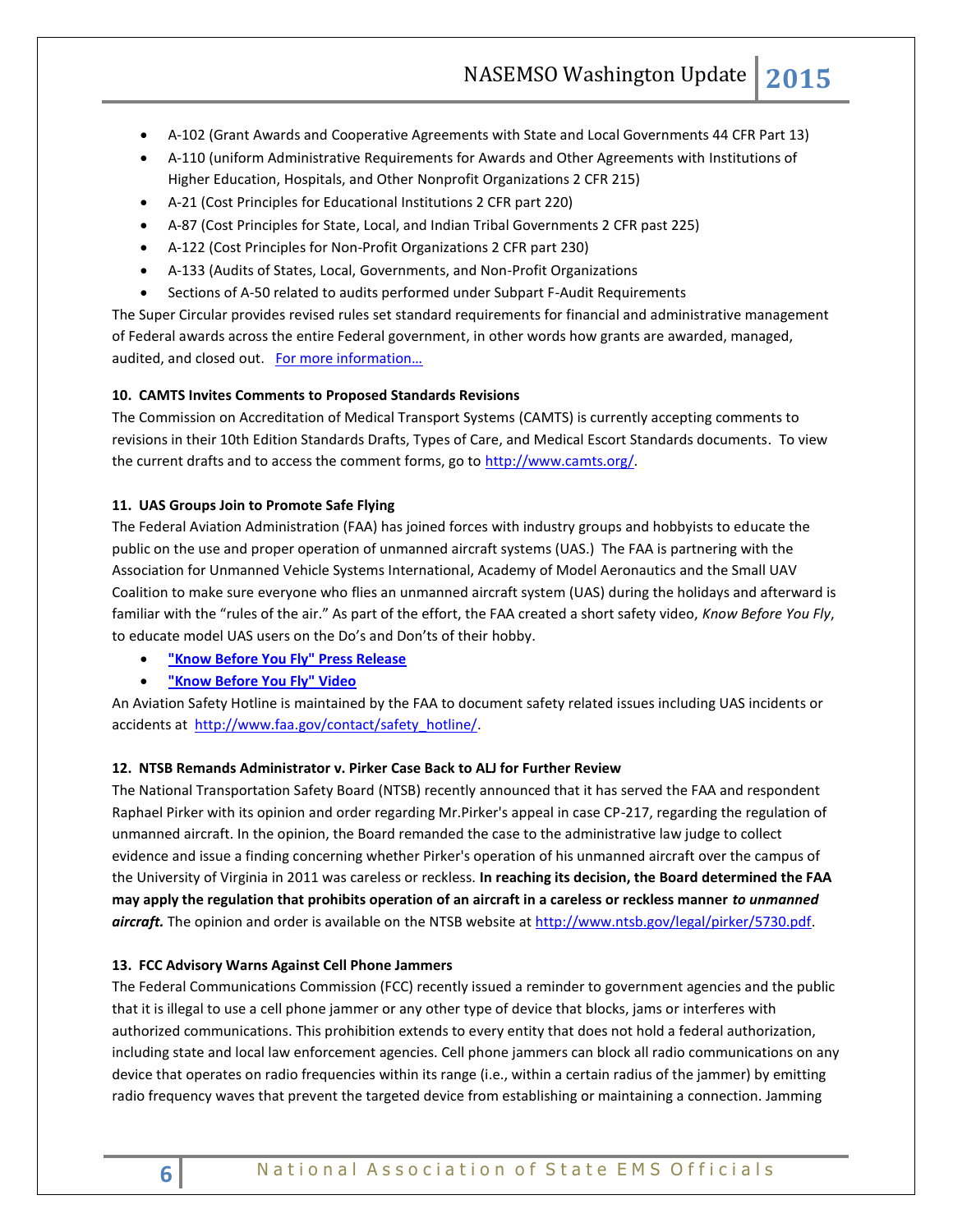- A-102 (Grant Awards and Cooperative Agreements with State and Local Governments 44 CFR Part 13)
- A-110 (uniform Administrative Requirements for Awards and Other Agreements with Institutions of Higher Education, Hospitals, and Other Nonprofit Organizations 2 CFR 215)
- A-21 (Cost Principles for Educational Institutions 2 CFR part 220)
- A-87 (Cost Principles for State, Local, and Indian Tribal Governments 2 CFR past 225)
- A-122 (Cost Principles for Non-Profit Organizations 2 CFR part 230)
- A-133 (Audits of States, Local, Governments, and Non-Profit Organizations
- Sections of A-50 related to audits performed under Subpart F-Audit Requirements

The Super Circular provides revised rules set standard requirements for financial and administrative management of Federal awards across the entire Federal government, in other words how grants are awarded, managed, audited, and closed out. For more information…

**10. CAMTS Invites Comments to Proposed Standards Revisions**

The Commission on Accreditation of Medical Transport Systems (CAMTS) is currently accepting comments to revisions in their 10th Edition Standards Drafts, Types of Care, and Medical Escort Standards documents. To view the current drafts and to access the comment forms, go to http://www.camts.org/.

**11. UAS Groups Join to Promote Safe Flying**

The Federal Aviation Administration (FAA) has joined forces with industry groups and hobbyists to educate the public on the use and proper operation of unmanned aircraft systems (UAS.) The FAA is partnering with the Association for Unmanned Vehicle Systems International, Academy of Model Aeronautics and the Small UAV Coalition to make sure everyone who flies an unmanned aircraft system (UAS) during the holidays and afterward is familiar with the "rules of the air." As part of the effort, the FAA created a short safety video, *Know Before You Fly*, to educate model UAS users on the Do's and Don'ts of their hobby.

- **"Know Before You Fly" Press Release**
- **"Know Before You Fly" Video**

An Aviation Safety Hotline is maintained by the FAA to document safety related issues including UAS incidents or accidents at http://www.faa.gov/contact/safety_hotline/.

**12. NTSB Remands Administrator v. Pirker Case Back to ALJ for Further Review**

The National Transportation Safety Board (NTSB) recently announced that it has served the FAA and respondent Raphael Pirker with its opinion and order regarding Mr.Pirker's appeal in case CP-217, regarding the regulation of unmanned aircraft. In the opinion, the Board remanded the case to the administrative law judge to collect evidence and issue a finding concerning whether Pirker's operation of his unmanned aircraft over the campus of the University of Virginia in 2011 was careless or reckless. **In reaching its decision, the Board determined the FAA may apply the regulation that prohibits operation of an aircraft in a careless or reckless manner *to unmanned aircraft.*** The opinion and order is available on the NTSB website at http://www.ntsb.gov/legal/pirker/5730.pdf.

**13. FCC Advisory Warns Against Cell Phone Jammers**

The Federal Communications Commission (FCC) recently issued a reminder to government agencies and the public that it is illegal to use a cell phone jammer or any other type of device that blocks, jams or interferes with authorized communications. This prohibition extends to every entity that does not hold a federal authorization, including state and local law enforcement agencies. Cell phone jammers can block all radio communications on any device that operates on radio frequencies within its range (i.e., within a certain radius of the jammer) by emitting radio frequency waves that prevent the targeted device from establishing or maintaining a connection. Jamming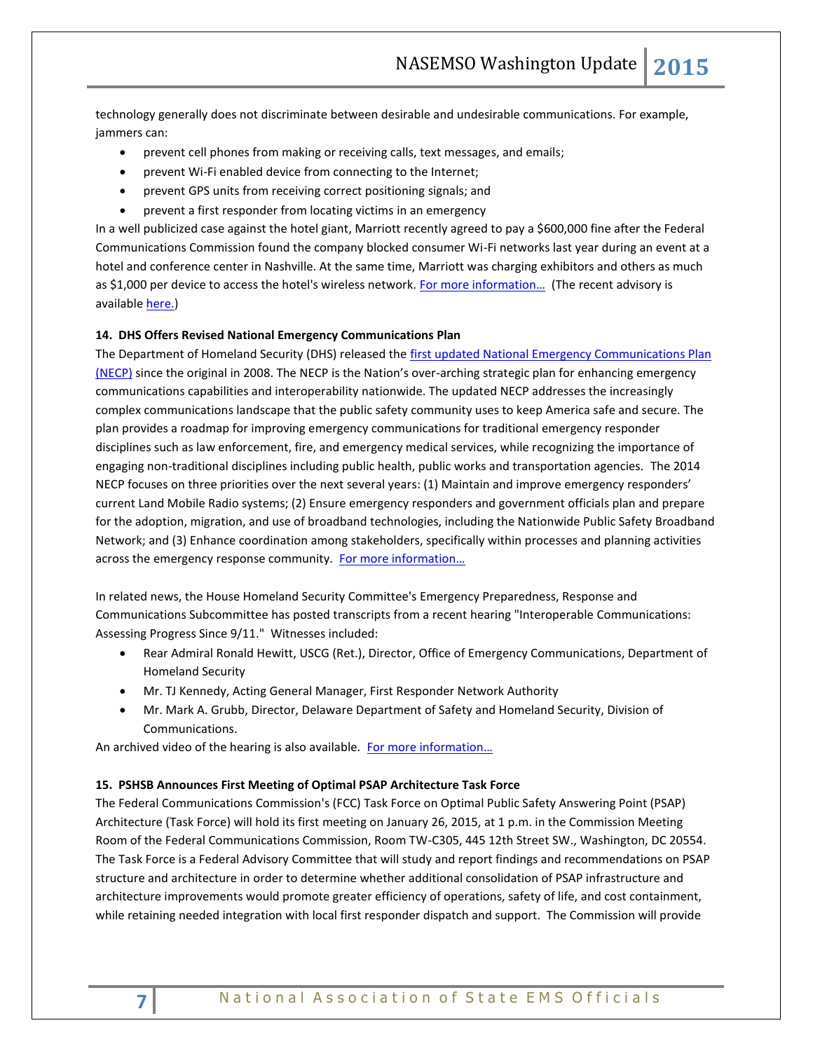technology generally does not discriminate between desirable and undesirable communications. For example, jammers can:

- prevent cell phones from making or receiving calls, text messages, and emails;
- prevent Wi-Fi enabled device from connecting to the Internet;
- prevent GPS units from receiving correct positioning signals; and
- prevent a first responder from locating victims in an emergency

In a well publicized case against the hotel giant, Marriott recently agreed to pay a $600,000 fine after the Federal Communications Commission found the company blocked consumer Wi-Fi networks last year during an event at a hotel and conference center in Nashville. At the same time, Marriott was charging exhibitors and others as much as $1,000 per device to access the hotel's wireless network. For more information… (The recent advisory is available here.)

**14. DHS Offers Revised National Emergency Communications Plan**

The Department of Homeland Security (DHS) released the first updated National Emergency Communications Plan (NECP) since the original in 2008. The NECP is the Nation's over-arching strategic plan for enhancing emergency communications capabilities and interoperability nationwide. The updated NECP addresses the increasingly complex communications landscape that the public safety community uses to keep America safe and secure. The plan provides a roadmap for improving emergency communications for traditional emergency responder disciplines such as law enforcement, fire, and emergency medical services, while recognizing the importance of engaging non-traditional disciplines including public health, public works and transportation agencies. The 2014 NECP focuses on three priorities over the next several years: (1) Maintain and improve emergency responders' current Land Mobile Radio systems; (2) Ensure emergency responders and government officials plan and prepare for the adoption, migration, and use of broadband technologies, including the Nationwide Public Safety Broadband Network; and (3) Enhance coordination among stakeholders, specifically within processes and planning activities across the emergency response community. For more information…

In related news, the House Homeland Security Committee's Emergency Preparedness, Response and Communications Subcommittee has posted transcripts from a recent hearing "Interoperable Communications: Assessing Progress Since 9/11." Witnesses included:

- Rear Admiral Ronald Hewitt, USCG (Ret.), Director, Office of Emergency Communications, Department of Homeland Security
- Mr. TJ Kennedy, Acting General Manager, First Responder Network Authority
- Mr. Mark A. Grubb, Director, Delaware Department of Safety and Homeland Security, Division of Communications.

An archived video of the hearing is also available. For more information…

**15. PSHSB Announces First Meeting of Optimal PSAP Architecture Task Force**

The Federal Communications Commission's (FCC) Task Force on Optimal Public Safety Answering Point (PSAP) Architecture (Task Force) will hold its first meeting on January 26, 2015, at 1 p.m. in the Commission Meeting Room of the Federal Communications Commission, Room TW-C305, 445 12th Street SW., Washington, DC 20554. The Task Force is a Federal Advisory Committee that will study and report findings and recommendations on PSAP structure and architecture in order to determine whether additional consolidation of PSAP infrastructure and architecture improvements would promote greater efficiency of operations, safety of life, and cost containment, while retaining needed integration with local first responder dispatch and support. The Commission will provide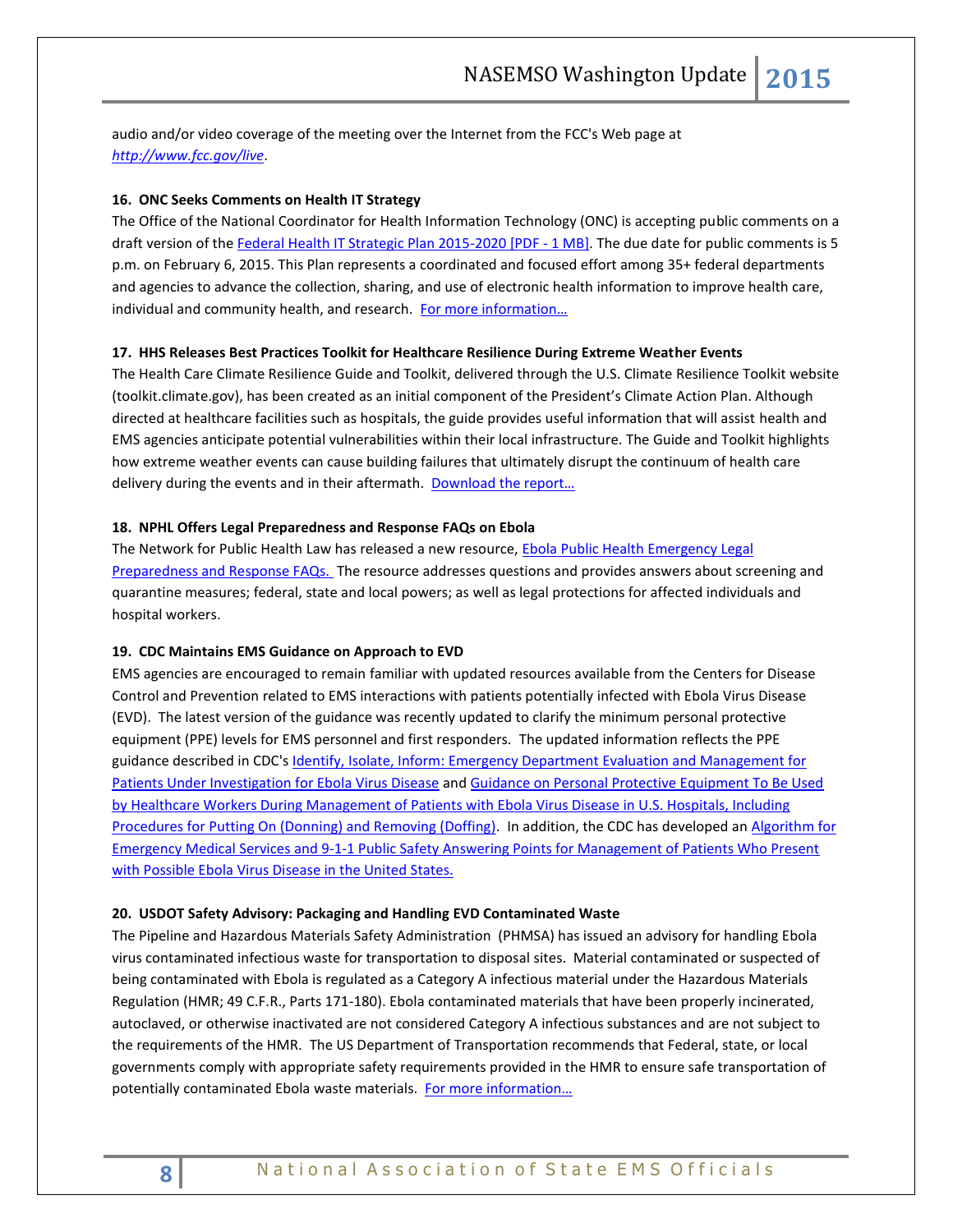audio and/or video coverage of the meeting over the Internet from the FCC's Web page at *http://www.fcc.gov/live*.

### 16. ONC Seeks Comments on Health IT Strategy

The Office of the National Coordinator for Health Information Technology (ONC) is accepting public comments on a draft version of the Federal Health IT Strategic Plan 2015-2020 [PDF - 1 MB]. The due date for public comments is 5 p.m. on February 6, 2015. This Plan represents a coordinated and focused effort among 35+ federal departments and agencies to advance the collection, sharing, and use of electronic health information to improve health care, individual and community health, and research. For more information…

### 17. HHS Releases Best Practices Toolkit for Healthcare Resilience During Extreme Weather Events

The Health Care Climate Resilience Guide and Toolkit, delivered through the U.S. Climate Resilience Toolkit website (toolkit.climate.gov), has been created as an initial component of the President's Climate Action Plan. Although directed at healthcare facilities such as hospitals, the guide provides useful information that will assist health and EMS agencies anticipate potential vulnerabilities within their local infrastructure. The Guide and Toolkit highlights how extreme weather events can cause building failures that ultimately disrupt the continuum of health care delivery during the events and in their aftermath. Download the report…

### 18. NPHL Offers Legal Preparedness and Response FAQs on Ebola

The Network for Public Health Law has released a new resource, Ebola Public Health Emergency Legal Preparedness and Response FAQs. The resource addresses questions and provides answers about screening and quarantine measures; federal, state and local powers; as well as legal protections for affected individuals and hospital workers.

### 19. CDC Maintains EMS Guidance on Approach to EVD

EMS agencies are encouraged to remain familiar with updated resources available from the Centers for Disease Control and Prevention related to EMS interactions with patients potentially infected with Ebola Virus Disease (EVD). The latest version of the guidance was recently updated to clarify the minimum personal protective equipment (PPE) levels for EMS personnel and first responders. The updated information reflects the PPE guidance described in CDC's Identify, Isolate, Inform: Emergency Department Evaluation and Management for Patients Under Investigation for Ebola Virus Disease and Guidance on Personal Protective Equipment To Be Used by Healthcare Workers During Management of Patients with Ebola Virus Disease in U.S. Hospitals, Including Procedures for Putting On (Donning) and Removing (Doffing). In addition, the CDC has developed an Algorithm for Emergency Medical Services and 9-1-1 Public Safety Answering Points for Management of Patients Who Present with Possible Ebola Virus Disease in the United States.

### 20. USDOT Safety Advisory: Packaging and Handling EVD Contaminated Waste

The Pipeline and Hazardous Materials Safety Administration (PHMSA) has issued an advisory for handling Ebola virus contaminated infectious waste for transportation to disposal sites. Material contaminated or suspected of being contaminated with Ebola is regulated as a Category A infectious material under the Hazardous Materials Regulation (HMR; 49 C.F.R., Parts 171-180). Ebola contaminated materials that have been properly incinerated, autoclaved, or otherwise inactivated are not considered Category A infectious substances and are not subject to the requirements of the HMR. The US Department of Transportation recommends that Federal, state, or local governments comply with appropriate safety requirements provided in the HMR to ensure safe transportation of potentially contaminated Ebola waste materials. For more information…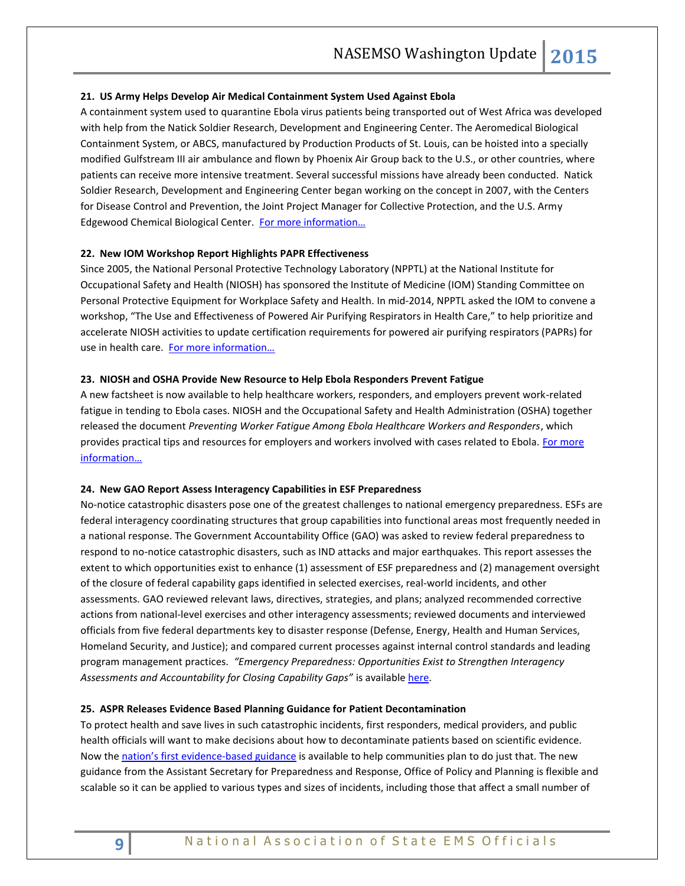**21. US Army Helps Develop Air Medical Containment System Used Against Ebola**

A containment system used to quarantine Ebola virus patients being transported out of West Africa was developed with help from the Natick Soldier Research, Development and Engineering Center. The Aeromedical Biological Containment System, or ABCS, manufactured by Production Products of St. Louis, can be hoisted into a specially modified Gulfstream III air ambulance and flown by Phoenix Air Group back to the U.S., or other countries, where patients can receive more intensive treatment. Several successful missions have already been conducted. Natick Soldier Research, Development and Engineering Center began working on the concept in 2007, with the Centers for Disease Control and Prevention, the Joint Project Manager for Collective Protection, and the U.S. Army Edgewood Chemical Biological Center. For more information…

**22. New IOM Workshop Report Highlights PAPR Effectiveness**

Since 2005, the National Personal Protective Technology Laboratory (NPPTL) at the National Institute for Occupational Safety and Health (NIOSH) has sponsored the Institute of Medicine (IOM) Standing Committee on Personal Protective Equipment for Workplace Safety and Health. In mid-2014, NPPTL asked the IOM to convene a workshop, "The Use and Effectiveness of Powered Air Purifying Respirators in Health Care," to help prioritize and accelerate NIOSH activities to update certification requirements for powered air purifying respirators (PAPRs) for use in health care. For more information…

**23. NIOSH and OSHA Provide New Resource to Help Ebola Responders Prevent Fatigue**

A new factsheet is now available to help healthcare workers, responders, and employers prevent work-related fatigue in tending to Ebola cases. NIOSH and the Occupational Safety and Health Administration (OSHA) together released the document *Preventing Worker Fatigue Among Ebola Healthcare Workers and Responders*, which provides practical tips and resources for employers and workers involved with cases related to Ebola. For more information…

**24. New GAO Report Assess Interagency Capabilities in ESF Preparedness**

No-notice catastrophic disasters pose one of the greatest challenges to national emergency preparedness. ESFs are federal interagency coordinating structures that group capabilities into functional areas most frequently needed in a national response. The Government Accountability Office (GAO) was asked to review federal preparedness to respond to no-notice catastrophic disasters, such as IND attacks and major earthquakes. This report assesses the extent to which opportunities exist to enhance (1) assessment of ESF preparedness and (2) management oversight of the closure of federal capability gaps identified in selected exercises, real-world incidents, and other assessments. GAO reviewed relevant laws, directives, strategies, and plans; analyzed recommended corrective actions from national-level exercises and other interagency assessments; reviewed documents and interviewed officials from five federal departments key to disaster response (Defense, Energy, Health and Human Services, Homeland Security, and Justice); and compared current processes against internal control standards and leading program management practices. *"Emergency Preparedness: Opportunities Exist to Strengthen Interagency Assessments and Accountability for Closing Capability Gaps"* is available here.

**25. ASPR Releases Evidence Based Planning Guidance for Patient Decontamination**

To protect health and save lives in such catastrophic incidents, first responders, medical providers, and public health officials will want to make decisions about how to decontaminate patients based on scientific evidence. Now the nation's first evidence-based guidance is available to help communities plan to do just that. The new guidance from the Assistant Secretary for Preparedness and Response, Office of Policy and Planning is flexible and scalable so it can be applied to various types and sizes of incidents, including those that affect a small number of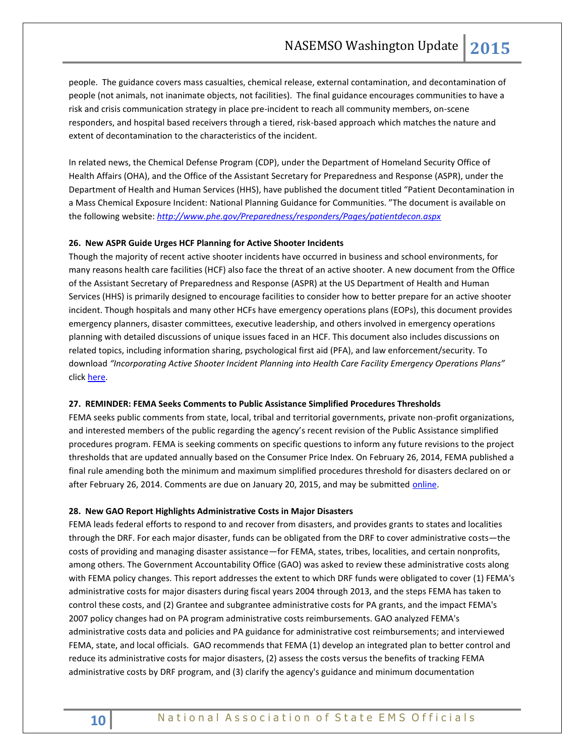people. The guidance covers mass casualties, chemical release, external contamination, and decontamination of people (not animals, not inanimate objects, not facilities). The final guidance encourages communities to have a risk and crisis communication strategy in place pre-incident to reach all community members, on-scene responders, and hospital based receivers through a tiered, risk-based approach which matches the nature and extent of decontamination to the characteristics of the incident.

In related news, the Chemical Defense Program (CDP), under the Department of Homeland Security Office of Health Affairs (OHA), and the Office of the Assistant Secretary for Preparedness and Response (ASPR), under the Department of Health and Human Services (HHS), have published the document titled "Patient Decontamination in a Mass Chemical Exposure Incident: National Planning Guidance for Communities. "The document is available on the following website: *http://www.phe.gov/Preparedness/responders/Pages/patientdecon.aspx*

**26. New ASPR Guide Urges HCF Planning for Active Shooter Incidents**

Though the majority of recent active shooter incidents have occurred in business and school environments, for many reasons health care facilities (HCF) also face the threat of an active shooter. A new document from the Office of the Assistant Secretary of Preparedness and Response (ASPR) at the US Department of Health and Human Services (HHS) is primarily designed to encourage facilities to consider how to better prepare for an active shooter incident. Though hospitals and many other HCFs have emergency operations plans (EOPs), this document provides emergency planners, disaster committees, executive leadership, and others involved in emergency operations planning with detailed discussions of unique issues faced in an HCF. This document also includes discussions on related topics, including information sharing, psychological first aid (PFA), and law enforcement/security. To download *"Incorporating Active Shooter Incident Planning into Health Care Facility Emergency Operations Plans"* click here.

**27. REMINDER: FEMA Seeks Comments to Public Assistance Simplified Procedures Thresholds**

FEMA seeks public comments from state, local, tribal and territorial governments, private non-profit organizations, and interested members of the public regarding the agency's recent revision of the Public Assistance simplified procedures program. FEMA is seeking comments on specific questions to inform any future revisions to the project thresholds that are updated annually based on the Consumer Price Index. On February 26, 2014, FEMA published a final rule amending both the minimum and maximum simplified procedures threshold for disasters declared on or after February 26, 2014. Comments are due on January 20, 2015, and may be submitted online.

**28. New GAO Report Highlights Administrative Costs in Major Disasters**

FEMA leads federal efforts to respond to and recover from disasters, and provides grants to states and localities through the DRF. For each major disaster, funds can be obligated from the DRF to cover administrative costs—the costs of providing and managing disaster assistance—for FEMA, states, tribes, localities, and certain nonprofits, among others. The Government Accountability Office (GAO) was asked to review these administrative costs along with FEMA policy changes. This report addresses the extent to which DRF funds were obligated to cover (1) FEMA's administrative costs for major disasters during fiscal years 2004 through 2013, and the steps FEMA has taken to control these costs, and (2) Grantee and subgrantee administrative costs for PA grants, and the impact FEMA's 2007 policy changes had on PA program administrative costs reimbursements. GAO analyzed FEMA's administrative costs data and policies and PA guidance for administrative cost reimbursements; and interviewed FEMA, state, and local officials. GAO recommends that FEMA (1) develop an integrated plan to better control and reduce its administrative costs for major disasters, (2) assess the costs versus the benefits of tracking FEMA administrative costs by DRF program, and (3) clarify the agency's guidance and minimum documentation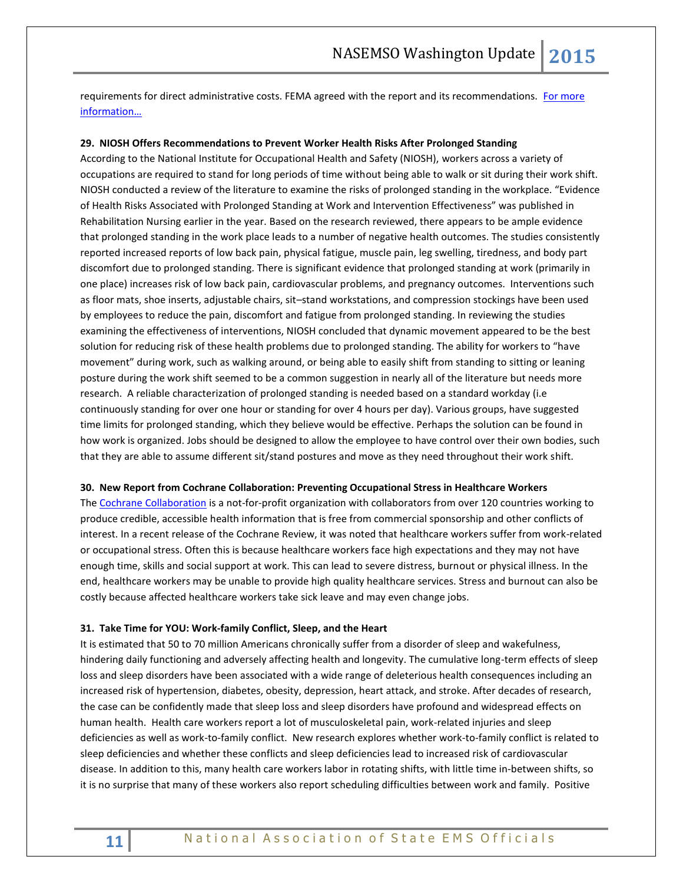requirements for direct administrative costs. FEMA agreed with the report and its recommendations. [For more information…]

**29. NIOSH Offers Recommendations to Prevent Worker Health Risks After Prolonged Standing**

According to the National Institute for Occupational Health and Safety (NIOSH), workers across a variety of occupations are required to stand for long periods of time without being able to walk or sit during their work shift. NIOSH conducted a review of the literature to examine the risks of prolonged standing in the workplace. "Evidence of Health Risks Associated with Prolonged Standing at Work and Intervention Effectiveness" was published in Rehabilitation Nursing earlier in the year. Based on the research reviewed, there appears to be ample evidence that prolonged standing in the work place leads to a number of negative health outcomes. The studies consistently reported increased reports of low back pain, physical fatigue, muscle pain, leg swelling, tiredness, and body part discomfort due to prolonged standing. There is significant evidence that prolonged standing at work (primarily in one place) increases risk of low back pain, cardiovascular problems, and pregnancy outcomes. Interventions such as floor mats, shoe inserts, adjustable chairs, sit–stand workstations, and compression stockings have been used by employees to reduce the pain, discomfort and fatigue from prolonged standing. In reviewing the studies examining the effectiveness of interventions, NIOSH concluded that dynamic movement appeared to be the best solution for reducing risk of these health problems due to prolonged standing. The ability for workers to "have movement" during work, such as walking around, or being able to easily shift from standing to sitting or leaning posture during the work shift seemed to be a common suggestion in nearly all of the literature but needs more research. A reliable characterization of prolonged standing is needed based on a standard workday (i.e continuously standing for over one hour or standing for over 4 hours per day). Various groups, have suggested time limits for prolonged standing, which they believe would be effective. Perhaps the solution can be found in how work is organized. Jobs should be designed to allow the employee to have control over their own bodies, such that they are able to assume different sit/stand postures and move as they need throughout their work shift.

**30. New Report from Cochrane Collaboration: Preventing Occupational Stress in Healthcare Workers**

The [Cochrane Collaboration] is a not-for-profit organization with collaborators from over 120 countries working to produce credible, accessible health information that is free from commercial sponsorship and other conflicts of interest. In a recent release of the Cochrane Review, it was noted that healthcare workers suffer from work-related or occupational stress. Often this is because healthcare workers face high expectations and they may not have enough time, skills and social support at work. This can lead to severe distress, burnout or physical illness. In the end, healthcare workers may be unable to provide high quality healthcare services. Stress and burnout can also be costly because affected healthcare workers take sick leave and may even change jobs.

**31. Take Time for YOU: Work-family Conflict, Sleep, and the Heart**

It is estimated that 50 to 70 million Americans chronically suffer from a disorder of sleep and wakefulness, hindering daily functioning and adversely affecting health and longevity. The cumulative long-term effects of sleep loss and sleep disorders have been associated with a wide range of deleterious health consequences including an increased risk of hypertension, diabetes, obesity, depression, heart attack, and stroke. After decades of research, the case can be confidently made that sleep loss and sleep disorders have profound and widespread effects on human health. Health care workers report a lot of musculoskeletal pain, work-related injuries and sleep deficiencies as well as work-to-family conflict. New research explores whether work-to-family conflict is related to sleep deficiencies and whether these conflicts and sleep deficiencies lead to increased risk of cardiovascular disease. In addition to this, many health care workers labor in rotating shifts, with little time in-between shifts, so it is no surprise that many of these workers also report scheduling difficulties between work and family. Positive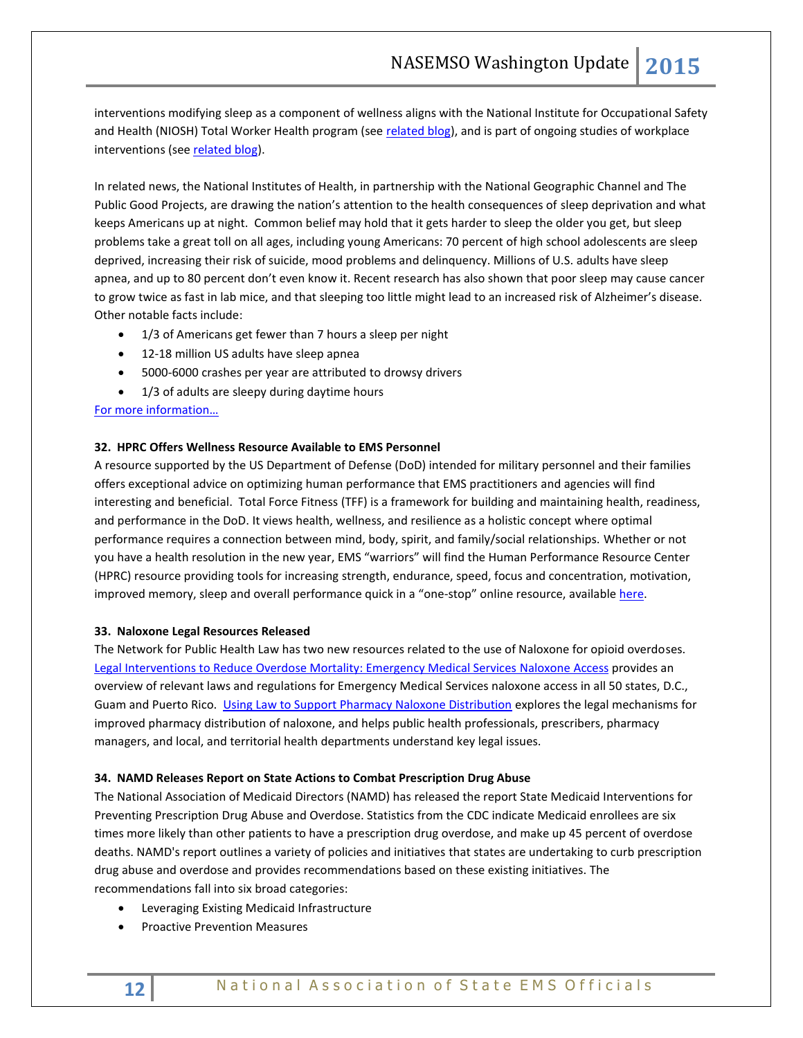interventions modifying sleep as a component of wellness aligns with the National Institute for Occupational Safety and Health (NIOSH) Total Worker Health program (see [related blog]()), and is part of ongoing studies of workplace interventions (see [related blog]()).

In related news, the National Institutes of Health, in partnership with the National Geographic Channel and The Public Good Projects, are drawing the nation's attention to the health consequences of sleep deprivation and what keeps Americans up at night. Common belief may hold that it gets harder to sleep the older you get, but sleep problems take a great toll on all ages, including young Americans: 70 percent of high school adolescents are sleep deprived, increasing their risk of suicide, mood problems and delinquency. Millions of U.S. adults have sleep apnea, and up to 80 percent don't even know it. Recent research has also shown that poor sleep may cause cancer to grow twice as fast in lab mice, and that sleeping too little might lead to an increased risk of Alzheimer's disease. Other notable facts include:

- 1/3 of Americans get fewer than 7 hours a sleep per night
- 12-18 million US adults have sleep apnea
- 5000-6000 crashes per year are attributed to drowsy drivers
- 1/3 of adults are sleepy during daytime hours

[For more information…]()

**32. HPRC Offers Wellness Resource Available to EMS Personnel**

A resource supported by the US Department of Defense (DoD) intended for military personnel and their families offers exceptional advice on optimizing human performance that EMS practitioners and agencies will find interesting and beneficial. Total Force Fitness (TFF) is a framework for building and maintaining health, readiness, and performance in the DoD. It views health, wellness, and resilience as a holistic concept where optimal performance requires a connection between mind, body, spirit, and family/social relationships. Whether or not you have a health resolution in the new year, EMS "warriors" will find the Human Performance Resource Center (HPRC) resource providing tools for increasing strength, endurance, speed, focus and concentration, motivation, improved memory, sleep and overall performance quick in a "one-stop" online resource, available [here]().

**33. Naloxone Legal Resources Released**

The Network for Public Health Law has two new resources related to the use of Naloxone for opioid overdoses. [Legal Interventions to Reduce Overdose Mortality: Emergency Medical Services Naloxone Access]() provides an overview of relevant laws and regulations for Emergency Medical Services naloxone access in all 50 states, D.C., Guam and Puerto Rico. [Using Law to Support Pharmacy Naloxone Distribution]() explores the legal mechanisms for improved pharmacy distribution of naloxone, and helps public health professionals, prescribers, pharmacy managers, and local, and territorial health departments understand key legal issues.

**34. NAMD Releases Report on State Actions to Combat Prescription Drug Abuse**

The National Association of Medicaid Directors (NAMD) has released the report State Medicaid Interventions for Preventing Prescription Drug Abuse and Overdose. Statistics from the CDC indicate Medicaid enrollees are six times more likely than other patients to have a prescription drug overdose, and make up 45 percent of overdose deaths. NAMD's report outlines a variety of policies and initiatives that states are undertaking to curb prescription drug abuse and overdose and provides recommendations based on these existing initiatives. The recommendations fall into six broad categories:

- Leveraging Existing Medicaid Infrastructure
- Proactive Prevention Measures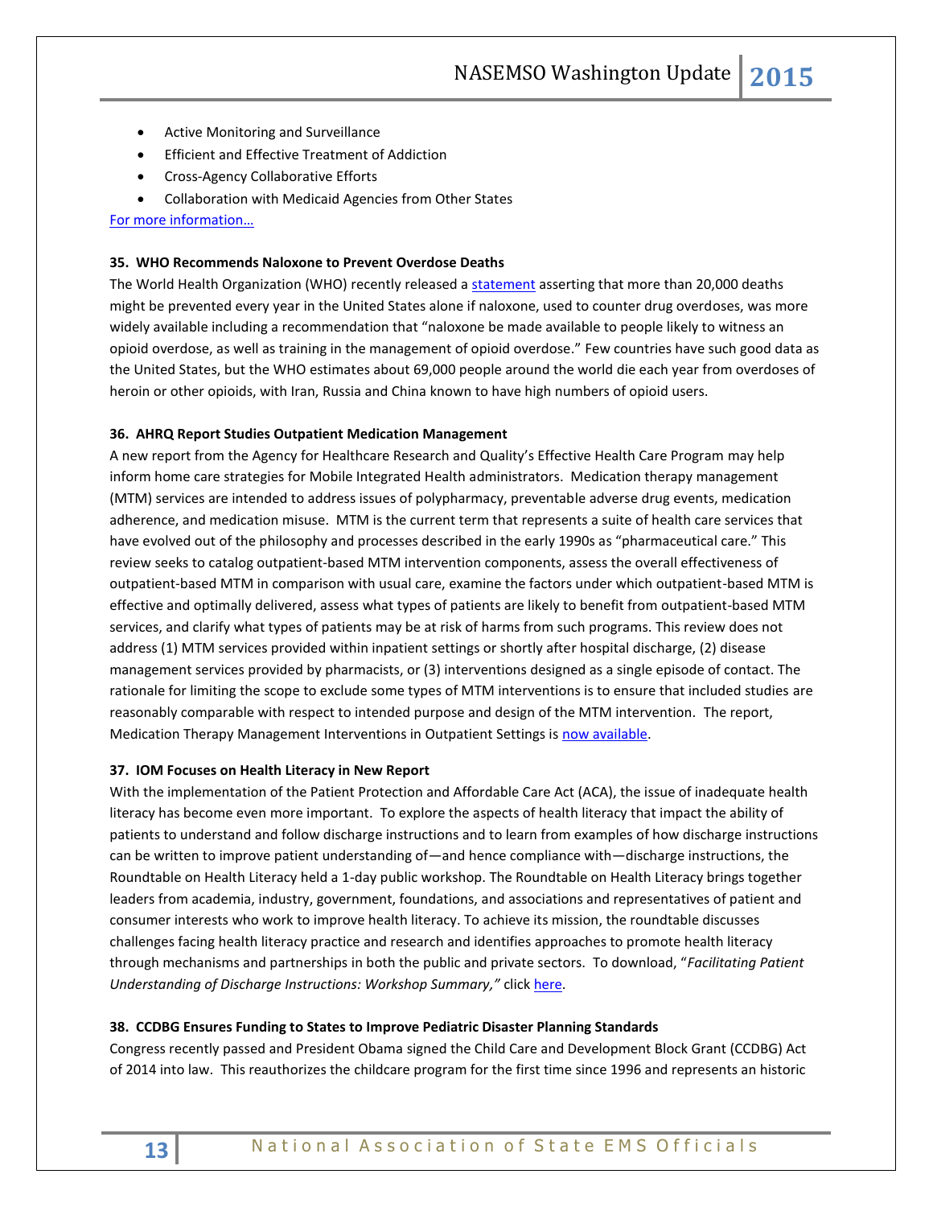- Active Monitoring and Surveillance
- Efficient and Effective Treatment of Addiction
- Cross-Agency Collaborative Efforts
- Collaboration with Medicaid Agencies from Other States

For more information…

**35. WHO Recommends Naloxone to Prevent Overdose Deaths**

The World Health Organization (WHO) recently released a statement asserting that more than 20,000 deaths might be prevented every year in the United States alone if naloxone, used to counter drug overdoses, was more widely available including a recommendation that "naloxone be made available to people likely to witness an opioid overdose, as well as training in the management of opioid overdose." Few countries have such good data as the United States, but the WHO estimates about 69,000 people around the world die each year from overdoses of heroin or other opioids, with Iran, Russia and China known to have high numbers of opioid users.

**36. AHRQ Report Studies Outpatient Medication Management**

A new report from the Agency for Healthcare Research and Quality's Effective Health Care Program may help inform home care strategies for Mobile Integrated Health administrators. Medication therapy management (MTM) services are intended to address issues of polypharmacy, preventable adverse drug events, medication adherence, and medication misuse. MTM is the current term that represents a suite of health care services that have evolved out of the philosophy and processes described in the early 1990s as "pharmaceutical care." This review seeks to catalog outpatient-based MTM intervention components, assess the overall effectiveness of outpatient-based MTM in comparison with usual care, examine the factors under which outpatient-based MTM is effective and optimally delivered, assess what types of patients are likely to benefit from outpatient-based MTM services, and clarify what types of patients may be at risk of harms from such programs. This review does not address (1) MTM services provided within inpatient settings or shortly after hospital discharge, (2) disease management services provided by pharmacists, or (3) interventions designed as a single episode of contact. The rationale for limiting the scope to exclude some types of MTM interventions is to ensure that included studies are reasonably comparable with respect to intended purpose and design of the MTM intervention. The report, Medication Therapy Management Interventions in Outpatient Settings is now available.

**37. IOM Focuses on Health Literacy in New Report**

With the implementation of the Patient Protection and Affordable Care Act (ACA), the issue of inadequate health literacy has become even more important. To explore the aspects of health literacy that impact the ability of patients to understand and follow discharge instructions and to learn from examples of how discharge instructions can be written to improve patient understanding of—and hence compliance with—discharge instructions, the Roundtable on Health Literacy held a 1-day public workshop. The Roundtable on Health Literacy brings together leaders from academia, industry, government, foundations, and associations and representatives of patient and consumer interests who work to improve health literacy. To achieve its mission, the roundtable discusses challenges facing health literacy practice and research and identifies approaches to promote health literacy through mechanisms and partnerships in both the public and private sectors. To download, "*Facilitating Patient Understanding of Discharge Instructions: Workshop Summary,"* click here.

**38. CCDBG Ensures Funding to States to Improve Pediatric Disaster Planning Standards**

Congress recently passed and President Obama signed the Child Care and Development Block Grant (CCDBG) Act of 2014 into law. This reauthorizes the childcare program for the first time since 1996 and represents an historic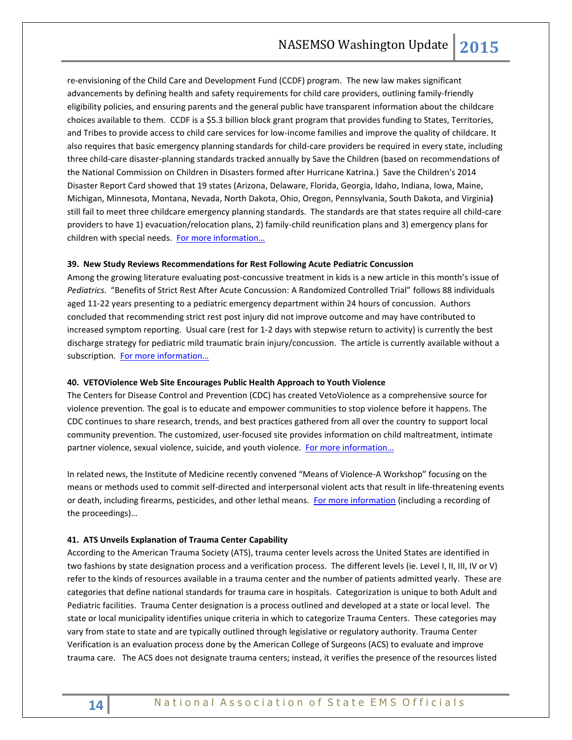re-envisioning of the Child Care and Development Fund (CCDF) program. The new law makes significant advancements by defining health and safety requirements for child care providers, outlining family-friendly eligibility policies, and ensuring parents and the general public have transparent information about the childcare choices available to them. CCDF is a $5.3 billion block grant program that provides funding to States, Territories, and Tribes to provide access to child care services for low-income families and improve the quality of childcare. It also requires that basic emergency planning standards for child-care providers be required in every state, including three child-care disaster-planning standards tracked annually by Save the Children (based on recommendations of the National Commission on Children in Disasters formed after Hurricane Katrina.) Save the Children's 2014 Disaster Report Card showed that 19 states (Arizona, Delaware, Florida, Georgia, Idaho, Indiana, Iowa, Maine, Michigan, Minnesota, Montana, Nevada, North Dakota, Ohio, Oregon, Pennsylvania, South Dakota, and Virginia**)** still fail to meet three childcare emergency planning standards. The standards are that states require all child-care providers to have 1) evacuation/relocation plans, 2) family-child reunification plans and 3) emergency plans for children with special needs. [For more information…]()

**39. New Study Reviews Recommendations for Rest Following Acute Pediatric Concussion**

Among the growing literature evaluating post-concussive treatment in kids is a new article in this month's issue of *Pediatrics*. "Benefits of Strict Rest After Acute Concussion: A Randomized Controlled Trial" follows 88 individuals aged 11-22 years presenting to a pediatric emergency department within 24 hours of concussion. Authors concluded that recommending strict rest post injury did not improve outcome and may have contributed to increased symptom reporting. Usual care (rest for 1-2 days with stepwise return to activity) is currently the best discharge strategy for pediatric mild traumatic brain injury/concussion. The article is currently available without a subscription. [For more information…]()

**40. VETOViolence Web Site Encourages Public Health Approach to Youth Violence**

The Centers for Disease Control and Prevention (CDC) has created VetoViolence as a comprehensive source for violence prevention. The goal is to educate and empower communities to stop violence before it happens. The CDC continues to share research, trends, and best practices gathered from all over the country to support local community prevention. The customized, user-focused site provides information on child maltreatment, intimate partner violence, sexual violence, suicide, and youth violence. [For more information…]()

In related news, the Institute of Medicine recently convened "Means of Violence-A Workshop" focusing on the means or methods used to commit self-directed and interpersonal violent acts that result in life-threatening events or death, including firearms, pesticides, and other lethal means. [For more information]() (including a recording of the proceedings)…

**41. ATS Unveils Explanation of Trauma Center Capability**

According to the American Trauma Society (ATS), trauma center levels across the United States are identified in two fashions by state designation process and a verification process. The different levels (ie. Level I, II, III, IV or V) refer to the kinds of resources available in a trauma center and the number of patients admitted yearly. These are categories that define national standards for trauma care in hospitals. Categorization is unique to both Adult and Pediatric facilities. Trauma Center designation is a process outlined and developed at a state or local level. The state or local municipality identifies unique criteria in which to categorize Trauma Centers. These categories may vary from state to state and are typically outlined through legislative or regulatory authority. Trauma Center Verification is an evaluation process done by the American College of Surgeons (ACS) to evaluate and improve trauma care. The ACS does not designate trauma centers; instead, it verifies the presence of the resources listed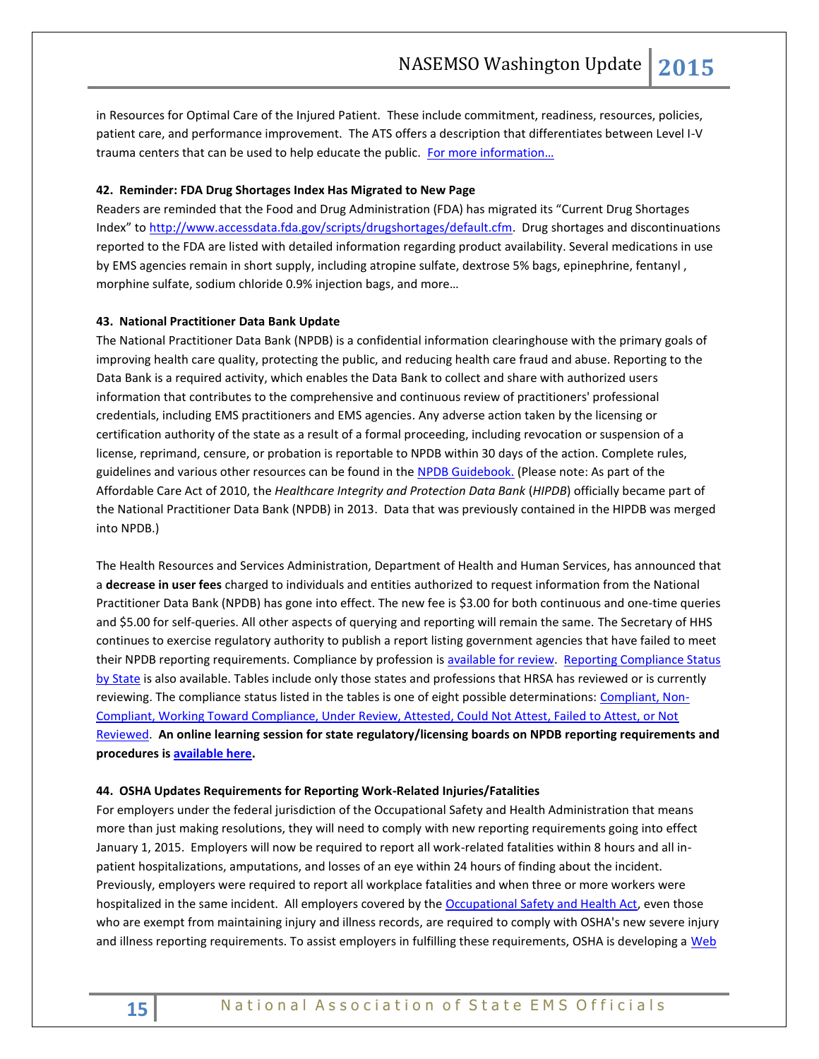in Resources for Optimal Care of the Injured Patient. These include commitment, readiness, resources, policies, patient care, and performance improvement. The ATS offers a description that differentiates between Level I-V trauma centers that can be used to help educate the public. [For more information…]

**42. Reminder: FDA Drug Shortages Index Has Migrated to New Page**

Readers are reminded that the Food and Drug Administration (FDA) has migrated its "Current Drug Shortages Index" to http://www.accessdata.fda.gov/scripts/drugshortages/default.cfm. Drug shortages and discontinuations reported to the FDA are listed with detailed information regarding product availability. Several medications in use by EMS agencies remain in short supply, including atropine sulfate, dextrose 5% bags, epinephrine, fentanyl , morphine sulfate, sodium chloride 0.9% injection bags, and more…

**43. National Practitioner Data Bank Update**

The National Practitioner Data Bank (NPDB) is a confidential information clearinghouse with the primary goals of improving health care quality, protecting the public, and reducing health care fraud and abuse. Reporting to the Data Bank is a required activity, which enables the Data Bank to collect and share with authorized users information that contributes to the comprehensive and continuous review of practitioners' professional credentials, including EMS practitioners and EMS agencies. Any adverse action taken by the licensing or certification authority of the state as a result of a formal proceeding, including revocation or suspension of a license, reprimand, censure, or probation is reportable to NPDB within 30 days of the action. Complete rules, guidelines and various other resources can be found in the NPDB Guidebook. (Please note: As part of the Affordable Care Act of 2010, the *Healthcare Integrity and Protection Data Bank* (*HIPDB*) officially became part of the National Practitioner Data Bank (NPDB) in 2013. Data that was previously contained in the HIPDB was merged into NPDB.)

The Health Resources and Services Administration, Department of Health and Human Services, has announced that a **decrease in user fees** charged to individuals and entities authorized to request information from the National Practitioner Data Bank (NPDB) has gone into effect. The new fee is $3.00 for both continuous and one-time queries and $5.00 for self-queries. All other aspects of querying and reporting will remain the same. The Secretary of HHS continues to exercise regulatory authority to publish a report listing government agencies that have failed to meet their NPDB reporting requirements. Compliance by profession is available for review. Reporting Compliance Status by State is also available. Tables include only those states and professions that HRSA has reviewed or is currently reviewing. The compliance status listed in the tables is one of eight possible determinations: Compliant, Non-Compliant, Working Toward Compliance, Under Review, Attested, Could Not Attest, Failed to Attest, or Not Reviewed. **An online learning session for state regulatory/licensing boards on NPDB reporting requirements and procedures is available here.**

**44. OSHA Updates Requirements for Reporting Work-Related Injuries/Fatalities**

For employers under the federal jurisdiction of the Occupational Safety and Health Administration that means more than just making resolutions, they will need to comply with new reporting requirements going into effect January 1, 2015. Employers will now be required to report all work-related fatalities within 8 hours and all in-patient hospitalizations, amputations, and losses of an eye within 24 hours of finding about the incident. Previously, employers were required to report all workplace fatalities and when three or more workers were hospitalized in the same incident. All employers covered by the Occupational Safety and Health Act, even those who are exempt from maintaining injury and illness records, are required to comply with OSHA's new severe injury and illness reporting requirements. To assist employers in fulfilling these requirements, OSHA is developing a Web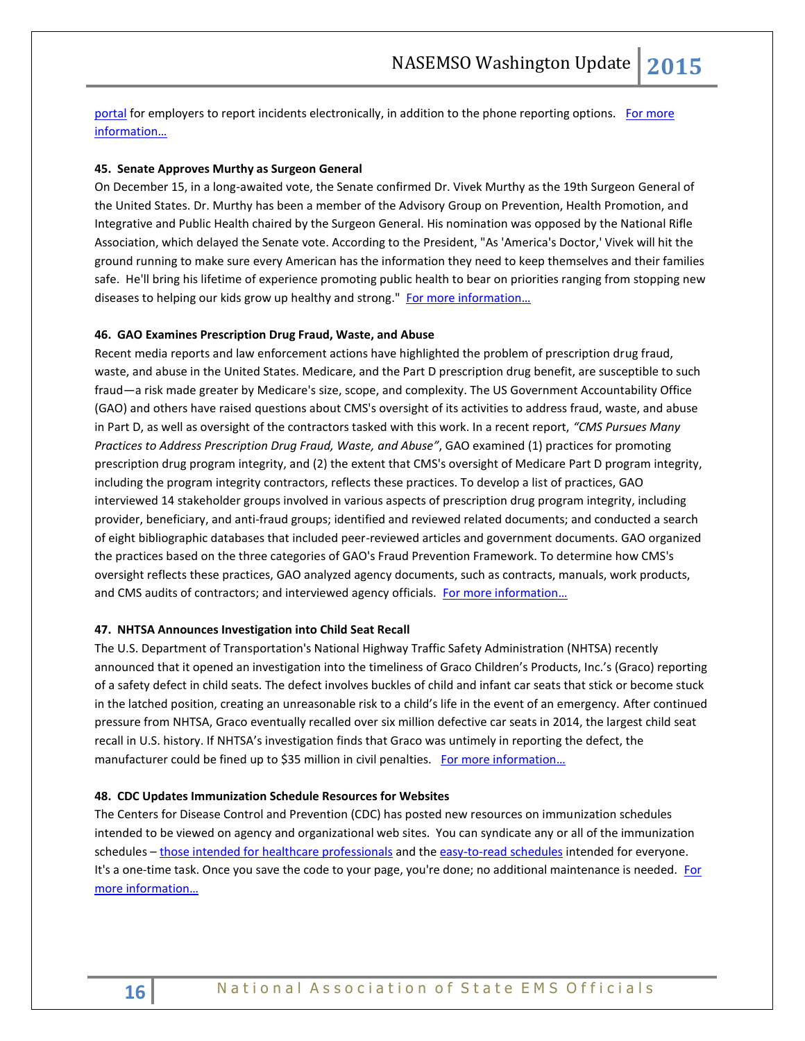portal for employers to report incidents electronically, in addition to the phone reporting options. For more information…

**45. Senate Approves Murthy as Surgeon General**

On December 15, in a long-awaited vote, the Senate confirmed Dr. Vivek Murthy as the 19th Surgeon General of the United States. Dr. Murthy has been a member of the Advisory Group on Prevention, Health Promotion, and Integrative and Public Health chaired by the Surgeon General. His nomination was opposed by the National Rifle Association, which delayed the Senate vote. According to the President, "As 'America's Doctor,' Vivek will hit the ground running to make sure every American has the information they need to keep themselves and their families safe. He'll bring his lifetime of experience promoting public health to bear on priorities ranging from stopping new diseases to helping our kids grow up healthy and strong." For more information…

**46. GAO Examines Prescription Drug Fraud, Waste, and Abuse**

Recent media reports and law enforcement actions have highlighted the problem of prescription drug fraud, waste, and abuse in the United States. Medicare, and the Part D prescription drug benefit, are susceptible to such fraud—a risk made greater by Medicare's size, scope, and complexity. The US Government Accountability Office (GAO) and others have raised questions about CMS's oversight of its activities to address fraud, waste, and abuse in Part D, as well as oversight of the contractors tasked with this work. In a recent report, *"CMS Pursues Many Practices to Address Prescription Drug Fraud, Waste, and Abuse"*, GAO examined (1) practices for promoting prescription drug program integrity, and (2) the extent that CMS's oversight of Medicare Part D program integrity, including the program integrity contractors, reflects these practices. To develop a list of practices, GAO interviewed 14 stakeholder groups involved in various aspects of prescription drug program integrity, including provider, beneficiary, and anti-fraud groups; identified and reviewed related documents; and conducted a search of eight bibliographic databases that included peer-reviewed articles and government documents. GAO organized the practices based on the three categories of GAO's Fraud Prevention Framework. To determine how CMS's oversight reflects these practices, GAO analyzed agency documents, such as contracts, manuals, work products, and CMS audits of contractors; and interviewed agency officials. For more information…

**47. NHTSA Announces Investigation into Child Seat Recall**

The U.S. Department of Transportation's National Highway Traffic Safety Administration (NHTSA) recently announced that it opened an investigation into the timeliness of Graco Children's Products, Inc.'s (Graco) reporting of a safety defect in child seats. The defect involves buckles of child and infant car seats that stick or become stuck in the latched position, creating an unreasonable risk to a child's life in the event of an emergency. After continued pressure from NHTSA, Graco eventually recalled over six million defective car seats in 2014, the largest child seat recall in U.S. history. If NHTSA's investigation finds that Graco was untimely in reporting the defect, the manufacturer could be fined up to $35 million in civil penalties. For more information…

**48. CDC Updates Immunization Schedule Resources for Websites**

The Centers for Disease Control and Prevention (CDC) has posted new resources on immunization schedules intended to be viewed on agency and organizational web sites. You can syndicate any or all of the immunization schedules – those intended for healthcare professionals and the easy-to-read schedules intended for everyone. It's a one-time task. Once you save the code to your page, you're done; no additional maintenance is needed. For more information…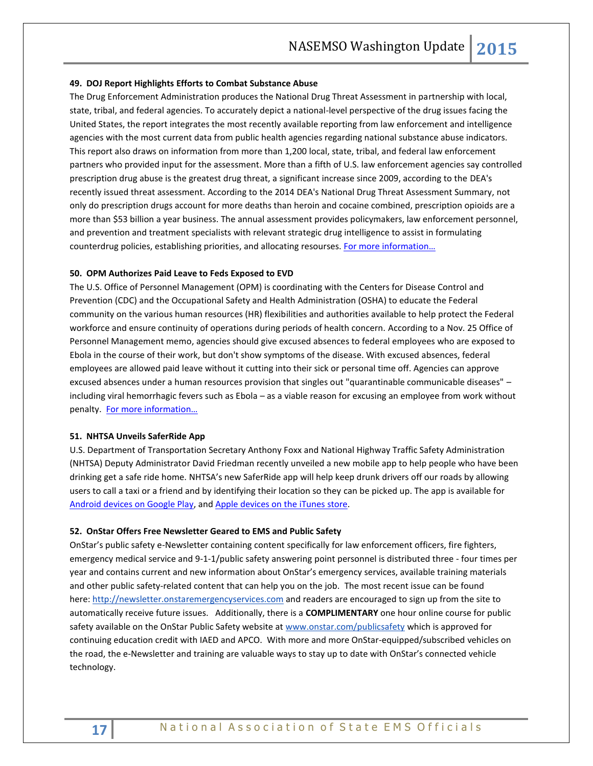**49. DOJ Report Highlights Efforts to Combat Substance Abuse**

The Drug Enforcement Administration produces the National Drug Threat Assessment in partnership with local, state, tribal, and federal agencies. To accurately depict a national-level perspective of the drug issues facing the United States, the report integrates the most recently available reporting from law enforcement and intelligence agencies with the most current data from public health agencies regarding national substance abuse indicators. This report also draws on information from more than 1,200 local, state, tribal, and federal law enforcement partners who provided input for the assessment. More than a fifth of U.S. law enforcement agencies say controlled prescription drug abuse is the greatest drug threat, a significant increase since 2009, according to the DEA's recently issued threat assessment. According to the 2014 DEA's National Drug Threat Assessment Summary, not only do prescription drugs account for more deaths than heroin and cocaine combined, prescription opioids are a more than $53 billion a year business. The annual assessment provides policymakers, law enforcement personnel, and prevention and treatment specialists with relevant strategic drug intelligence to assist in formulating counterdrug policies, establishing priorities, and allocating resourses. For more information…

**50. OPM Authorizes Paid Leave to Feds Exposed to EVD**

The U.S. Office of Personnel Management (OPM) is coordinating with the Centers for Disease Control and Prevention (CDC) and the Occupational Safety and Health Administration (OSHA) to educate the Federal community on the various human resources (HR) flexibilities and authorities available to help protect the Federal workforce and ensure continuity of operations during periods of health concern. According to a Nov. 25 Office of Personnel Management memo, agencies should give excused absences to federal employees who are exposed to Ebola in the course of their work, but don't show symptoms of the disease. With excused absences, federal employees are allowed paid leave without it cutting into their sick or personal time off. Agencies can approve excused absences under a human resources provision that singles out "quarantinable communicable diseases" – including viral hemorrhagic fevers such as Ebola – as a viable reason for excusing an employee from work without penalty. For more information…

**51. NHTSA Unveils SaferRide App**

U.S. Department of Transportation Secretary Anthony Foxx and National Highway Traffic Safety Administration (NHTSA) Deputy Administrator David Friedman recently unveiled a new mobile app to help people who have been drinking get a safe ride home. NHTSA's new SaferRide app will help keep drunk drivers off our roads by allowing users to call a taxi or a friend and by identifying their location so they can be picked up. The app is available for Android devices on Google Play, and Apple devices on the iTunes store.

**52. OnStar Offers Free Newsletter Geared to EMS and Public Safety**

OnStar's public safety e-Newsletter containing content specifically for law enforcement officers, fire fighters, emergency medical service and 9-1-1/public safety answering point personnel is distributed three - four times per year and contains current and new information about OnStar's emergency services, available training materials and other public safety-related content that can help you on the job. The most recent issue can be found here: http://newsletter.onstaremergencyservices.com and readers are encouraged to sign up from the site to automatically receive future issues. Additionally, there is a **COMPLIMENTARY** one hour online course for public safety available on the OnStar Public Safety website at www.onstar.com/publicsafety which is approved for continuing education credit with IAED and APCO. With more and more OnStar-equipped/subscribed vehicles on the road, the e-Newsletter and training are valuable ways to stay up to date with OnStar's connected vehicle technology.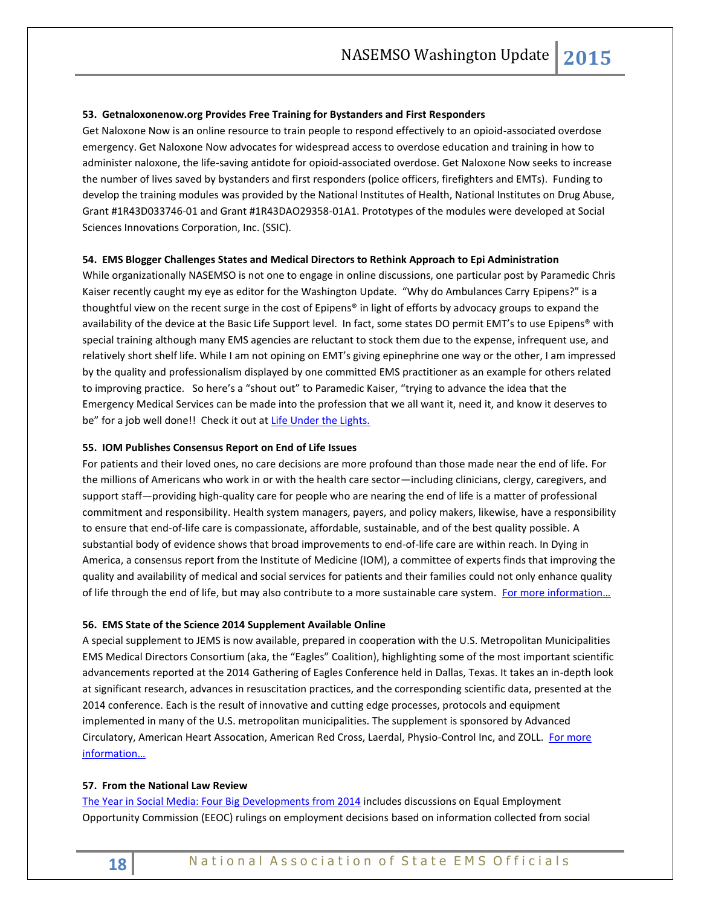**53. Getnaloxonenow.org Provides Free Training for Bystanders and First Responders**

Get Naloxone Now is an online resource to train people to respond effectively to an opioid-associated overdose emergency. Get Naloxone Now advocates for widespread access to overdose education and training in how to administer naloxone, the life-saving antidote for opioid-associated overdose. Get Naloxone Now seeks to increase the number of lives saved by bystanders and first responders (police officers, firefighters and EMTs). Funding to develop the training modules was provided by the National Institutes of Health, National Institutes on Drug Abuse, Grant #1R43D033746-01 and Grant #1R43DAO29358-01A1. Prototypes of the modules were developed at Social Sciences Innovations Corporation, Inc. (SSIC).

**54. EMS Blogger Challenges States and Medical Directors to Rethink Approach to Epi Administration**

While organizationally NASEMSO is not one to engage in online discussions, one particular post by Paramedic Chris Kaiser recently caught my eye as editor for the Washington Update. "Why do Ambulances Carry Epipens?" is a thoughtful view on the recent surge in the cost of Epipens® in light of efforts by advocacy groups to expand the availability of the device at the Basic Life Support level. In fact, some states DO permit EMT's to use Epipens® with special training although many EMS agencies are reluctant to stock them due to the expense, infrequent use, and relatively short shelf life. While I am not opining on EMT's giving epinephrine one way or the other, I am impressed by the quality and professionalism displayed by one committed EMS practitioner as an example for others related to improving practice. So here's a "shout out" to Paramedic Kaiser, "trying to advance the idea that the Emergency Medical Services can be made into the profession that we all want it, need it, and know it deserves to be" for a job well done!! Check it out at Life Under the Lights.

**55. IOM Publishes Consensus Report on End of Life Issues**

For patients and their loved ones, no care decisions are more profound than those made near the end of life. For the millions of Americans who work in or with the health care sector—including clinicians, clergy, caregivers, and support staff—providing high-quality care for people who are nearing the end of life is a matter of professional commitment and responsibility. Health system managers, payers, and policy makers, likewise, have a responsibility to ensure that end-of-life care is compassionate, affordable, sustainable, and of the best quality possible. A substantial body of evidence shows that broad improvements to end-of-life care are within reach. In Dying in America, a consensus report from the Institute of Medicine (IOM), a committee of experts finds that improving the quality and availability of medical and social services for patients and their families could not only enhance quality of life through the end of life, but may also contribute to a more sustainable care system. For more information…

**56. EMS State of the Science 2014 Supplement Available Online**

A special supplement to JEMS is now available, prepared in cooperation with the U.S. Metropolitan Municipalities EMS Medical Directors Consortium (aka, the "Eagles" Coalition), highlighting some of the most important scientific advancements reported at the 2014 Gathering of Eagles Conference held in Dallas, Texas. It takes an in-depth look at significant research, advances in resuscitation practices, and the corresponding scientific data, presented at the 2014 conference. Each is the result of innovative and cutting edge processes, protocols and equipment implemented in many of the U.S. metropolitan municipalities. The supplement is sponsored by Advanced Circulatory, American Heart Assocation, American Red Cross, Laerdal, Physio-Control Inc, and ZOLL. For more information…

**57. From the National Law Review**

The Year in Social Media: Four Big Developments from 2014 includes discussions on Equal Employment Opportunity Commission (EEOC) rulings on employment decisions based on information collected from social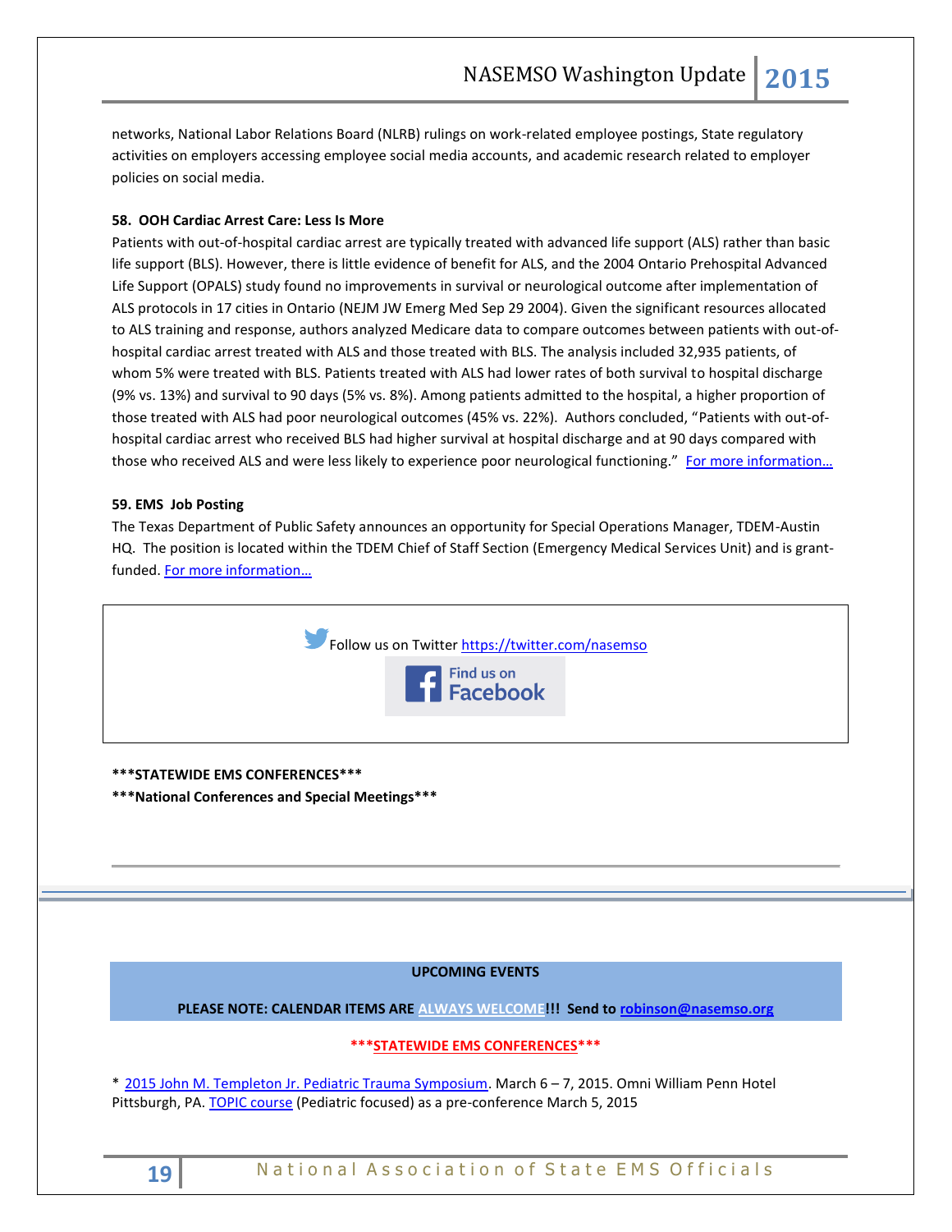networks, National Labor Relations Board (NLRB) rulings on work-related employee postings, State regulatory activities on employers accessing employee social media accounts, and academic research related to employer policies on social media.

**58. OOH Cardiac Arrest Care: Less Is More**

Patients with out-of-hospital cardiac arrest are typically treated with advanced life support (ALS) rather than basic life support (BLS). However, there is little evidence of benefit for ALS, and the 2004 Ontario Prehospital Advanced Life Support (OPALS) study found no improvements in survival or neurological outcome after implementation of ALS protocols in 17 cities in Ontario (NEJM JW Emerg Med Sep 29 2004). Given the significant resources allocated to ALS training and response, authors analyzed Medicare data to compare outcomes between patients with out-of-hospital cardiac arrest treated with ALS and those treated with BLS. The analysis included 32,935 patients, of whom 5% were treated with BLS. Patients treated with ALS had lower rates of both survival to hospital discharge (9% vs. 13%) and survival to 90 days (5% vs. 8%). Among patients admitted to the hospital, a higher proportion of those treated with ALS had poor neurological outcomes (45% vs. 22%). Authors concluded, "Patients with out-of-hospital cardiac arrest who received BLS had higher survival at hospital discharge and at 90 days compared with those who received ALS and were less likely to experience poor neurological functioning." For more information…

**59. EMS Job Posting**

The Texas Department of Public Safety announces an opportunity for Special Operations Manager, TDEM-Austin HQ. The position is located within the TDEM Chief of Staff Section (Emergency Medical Services Unit) and is grant-funded. For more information…

Follow us on Twitter https://twitter.com/nasemso

Find us on Facebook

**\*\*\*STATEWIDE EMS CONFERENCES\*\*\***

**\*\*\*National Conferences and Special Meetings\*\*\***

**UPCOMING EVENTS**

**PLEASE NOTE: CALENDAR ITEMS ARE ALWAYS WELCOME!!! Send to robinson@nasemso.org**

**\*\*\*STATEWIDE EMS CONFERENCES\*\*\***

* 2015 John M. Templeton Jr. Pediatric Trauma Symposium. March 6 – 7, 2015. Omni William Penn Hotel Pittsburgh, PA. TOPIC course (Pediatric focused) as a pre-conference March 5, 2015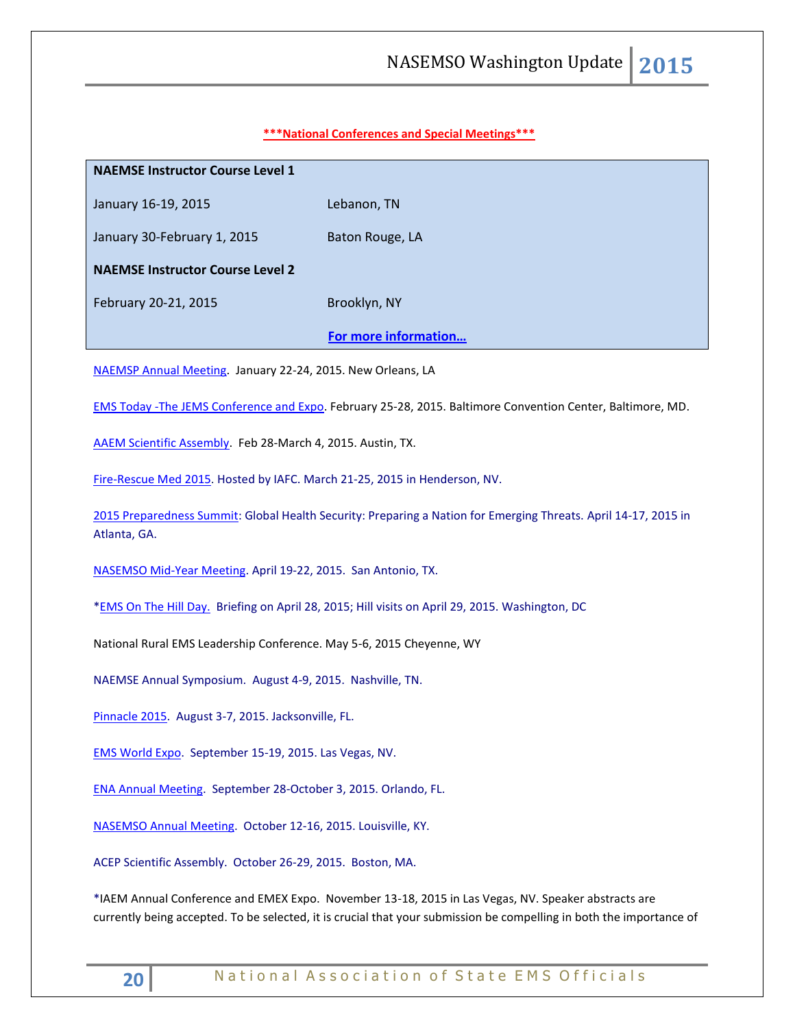***National Conferences and Special Meetings***

| **NAEMSE Instructor Course Level 1** | |
|---|---|
| January 16-19, 2015 | Lebanon, TN |
| January 30-February 1, 2015 | Baton Rouge, LA |
| **NAEMSE Instructor Course Level 2** | |
| February 20-21, 2015 | Brooklyn, NY |
| | **For more information…** |

NAEMSP Annual Meeting. January 22-24, 2015. New Orleans, LA

EMS Today -The JEMS Conference and Expo. February 25-28, 2015. Baltimore Convention Center, Baltimore, MD.

AAEM Scientific Assembly. Feb 28-March 4, 2015. Austin, TX.

Fire-Rescue Med 2015. Hosted by IAFC. March 21-25, 2015 in Henderson, NV.

2015 Preparedness Summit: Global Health Security: Preparing a Nation for Emerging Threats. April 14-17, 2015 in Atlanta, GA.

NASEMSO Mid-Year Meeting. April 19-22, 2015. San Antonio, TX.

*EMS On The Hill Day. Briefing on April 28, 2015; Hill visits on April 29, 2015. Washington, DC

National Rural EMS Leadership Conference. May 5-6, 2015 Cheyenne, WY

NAEMSE Annual Symposium. August 4-9, 2015. Nashville, TN.

Pinnacle 2015. August 3-7, 2015. Jacksonville, FL.

EMS World Expo. September 15-19, 2015. Las Vegas, NV.

ENA Annual Meeting. September 28-October 3, 2015. Orlando, FL.

NASEMSO Annual Meeting. October 12-16, 2015. Louisville, KY.

ACEP Scientific Assembly. October 26-29, 2015. Boston, MA.

*IAEM Annual Conference and EMEX Expo. November 13-18, 2015 in Las Vegas, NV. Speaker abstracts are currently being accepted. To be selected, it is crucial that your submission be compelling in both the importance of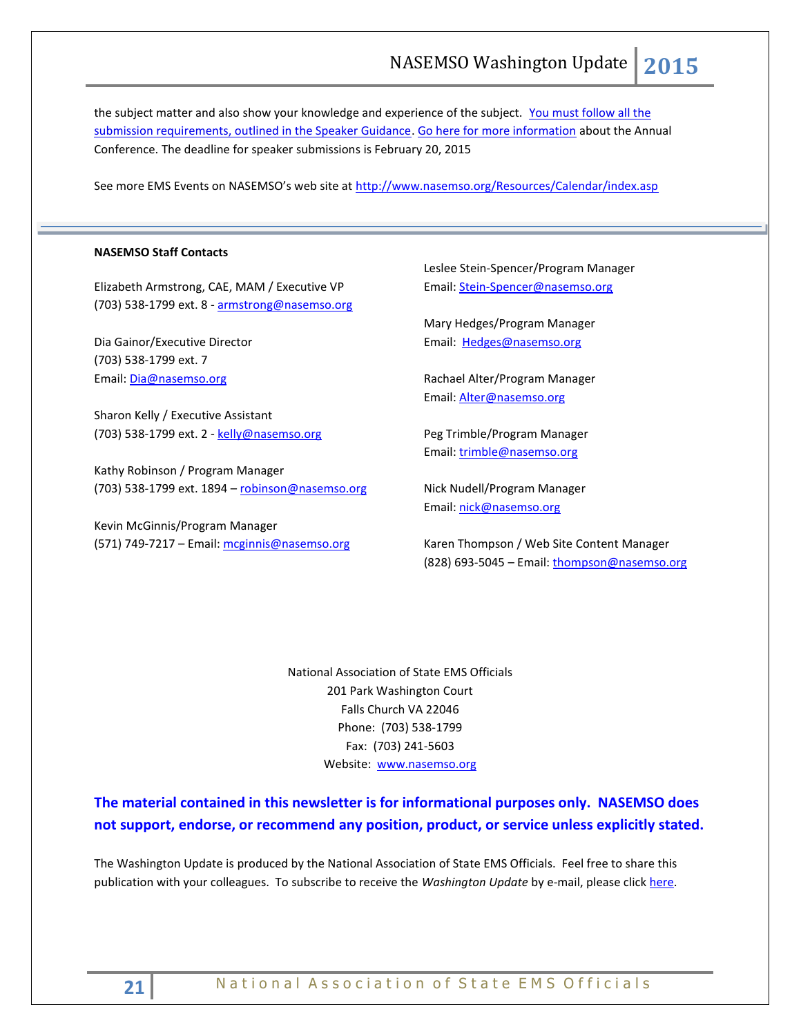the subject matter and also show your knowledge and experience of the subject. You must follow all the submission requirements, outlined in the Speaker Guidance. Go here for more information about the Annual Conference. The deadline for speaker submissions is February 20, 2015

See more EMS Events on NASEMSO's web site at http://www.nasemso.org/Resources/Calendar/index.asp

---

**NASEMSO Staff Contacts**

Elizabeth Armstrong, CAE, MAM / Executive VP
(703) 538-1799 ext. 8 - armstrong@nasemso.org

Dia Gainor/Executive Director
(703) 538-1799 ext. 7
Email: Dia@nasemso.org

Sharon Kelly / Executive Assistant
(703) 538-1799 ext. 2 - kelly@nasemso.org

Kathy Robinson / Program Manager
(703) 538-1799 ext. 1894 – robinson@nasemso.org

Kevin McGinnis/Program Manager
(571) 749-7217 – Email: mcginnis@nasemso.org

Leslee Stein-Spencer/Program Manager
Email: Stein-Spencer@nasemso.org

Mary Hedges/Program Manager
Email: Hedges@nasemso.org

Rachael Alter/Program Manager
Email: Alter@nasemso.org

Peg Trimble/Program Manager
Email: trimble@nasemso.org

Nick Nudell/Program Manager
Email: nick@nasemso.org

Karen Thompson / Web Site Content Manager
(828) 693-5045 – Email: thompson@nasemso.org

National Association of State EMS Officials
201 Park Washington Court
Falls Church VA 22046
Phone: (703) 538-1799
Fax: (703) 241-5603
Website: www.nasemso.org

**The material contained in this newsletter is for informational purposes only. NASEMSO does not support, endorse, or recommend any position, product, or service unless explicitly stated.**

The Washington Update is produced by the National Association of State EMS Officials. Feel free to share this publication with your colleagues. To subscribe to receive the *Washington Update* by e-mail, please click here.